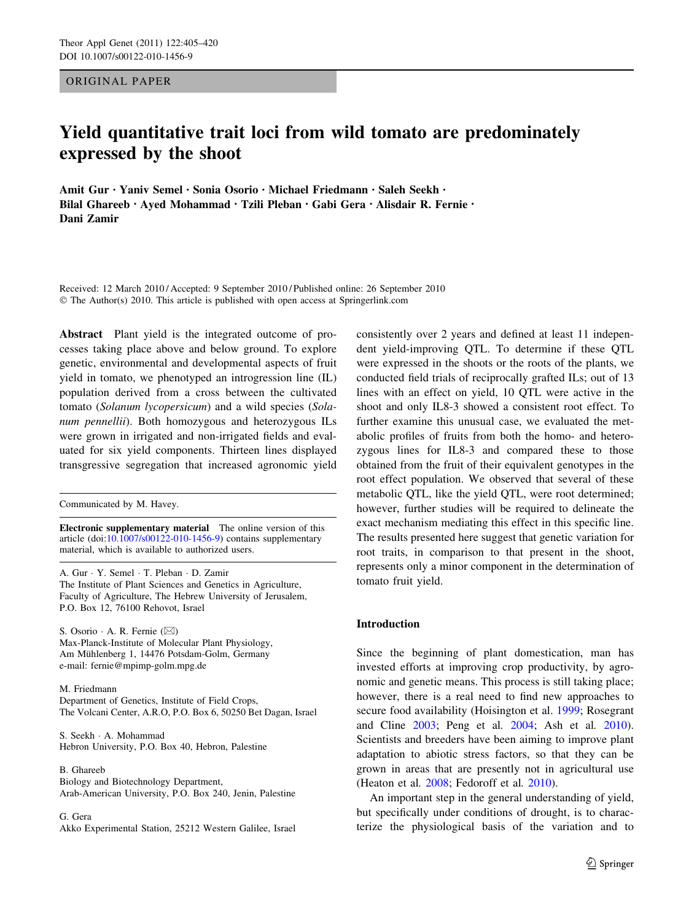ORIGINAL PAPER

# Yield quantitative trait loci from wild tomato are predominately expressed by the shoot

**Amit Gur · Yaniv Semel · Sonia Osorio · Michael Friedmann · Saleh Seekh · Bilal Ghareeb · Ayed Mohammad · Tzili Pleban · Gabi Gera · Alisdair R. Fernie · Dani Zamir**

Received: 12 March 2010 / Accepted: 9 September 2010 / Published online: 26 September 2010
© The Author(s) 2010. This article is published with open access at Springerlink.com

**Abstract** Plant yield is the integrated outcome of processes taking place above and below ground. To explore genetic, environmental and developmental aspects of fruit yield in tomato, we phenotyped an introgression line (IL) population derived from a cross between the cultivated tomato (*Solanum lycopersicum*) and a wild species (*Solanum pennellii*). Both homozygous and heterozygous ILs were grown in irrigated and non-irrigated fields and evaluated for six yield components. Thirteen lines displayed transgressive segregation that increased agronomic yield consistently over 2 years and defined at least 11 independent yield-improving QTL. To determine if these QTL were expressed in the shoots or the roots of the plants, we conducted field trials of reciprocally grafted ILs; out of 13 lines with an effect on yield, 10 QTL were active in the shoot and only IL8-3 showed a consistent root effect. To further examine this unusual case, we evaluated the metabolic profiles of fruits from both the homo- and heterozygous lines for IL8-3 and compared these to those obtained from the fruit of their equivalent genotypes in the root effect population. We observed that several of these metabolic QTL, like the yield QTL, were root determined; however, further studies will be required to delineate the exact mechanism mediating this effect in this specific line. The results presented here suggest that genetic variation for root traits, in comparison to that present in the shoot, represents only a minor component in the determination of tomato fruit yield.

Communicated by M. Havey.

**Electronic supplementary material** The online version of this article (doi:10.1007/s00122-010-1456-9) contains supplementary material, which is available to authorized users.

A. Gur · Y. Semel · T. Pleban · D. Zamir
The Institute of Plant Sciences and Genetics in Agriculture, Faculty of Agriculture, The Hebrew University of Jerusalem, P.O. Box 12, 76100 Rehovot, Israel

S. Osorio · A. R. Fernie (✉)
Max-Planck-Institute of Molecular Plant Physiology, Am Mühlenberg 1, 14476 Potsdam-Golm, Germany
e-mail: fernie@mpimp-golm.mpg.de

M. Friedmann
Department of Genetics, Institute of Field Crops, The Volcani Center, A.R.O, P.O. Box 6, 50250 Bet Dagan, Israel

S. Seekh · A. Mohammad
Hebron University, P.O. Box 40, Hebron, Palestine

B. Ghareeb
Biology and Biotechnology Department, Arab-American University, P.O. Box 240, Jenin, Palestine

G. Gera
Akko Experimental Station, 25212 Western Galilee, Israel

## Introduction

Since the beginning of plant domestication, man has invested efforts at improving crop productivity, by agronomic and genetic means. This process is still taking place; however, there is a real need to find new approaches to secure food availability (Hoisington et al. 1999; Rosegrant and Cline 2003; Peng et al. 2004; Ash et al. 2010). Scientists and breeders have been aiming to improve plant adaptation to abiotic stress factors, so that they can be grown in areas that are presently not in agricultural use (Heaton et al. 2008; Fedoroff et al. 2010).

An important step in the general understanding of yield, but specifically under conditions of drought, is to characterize the physiological basis of the variation and to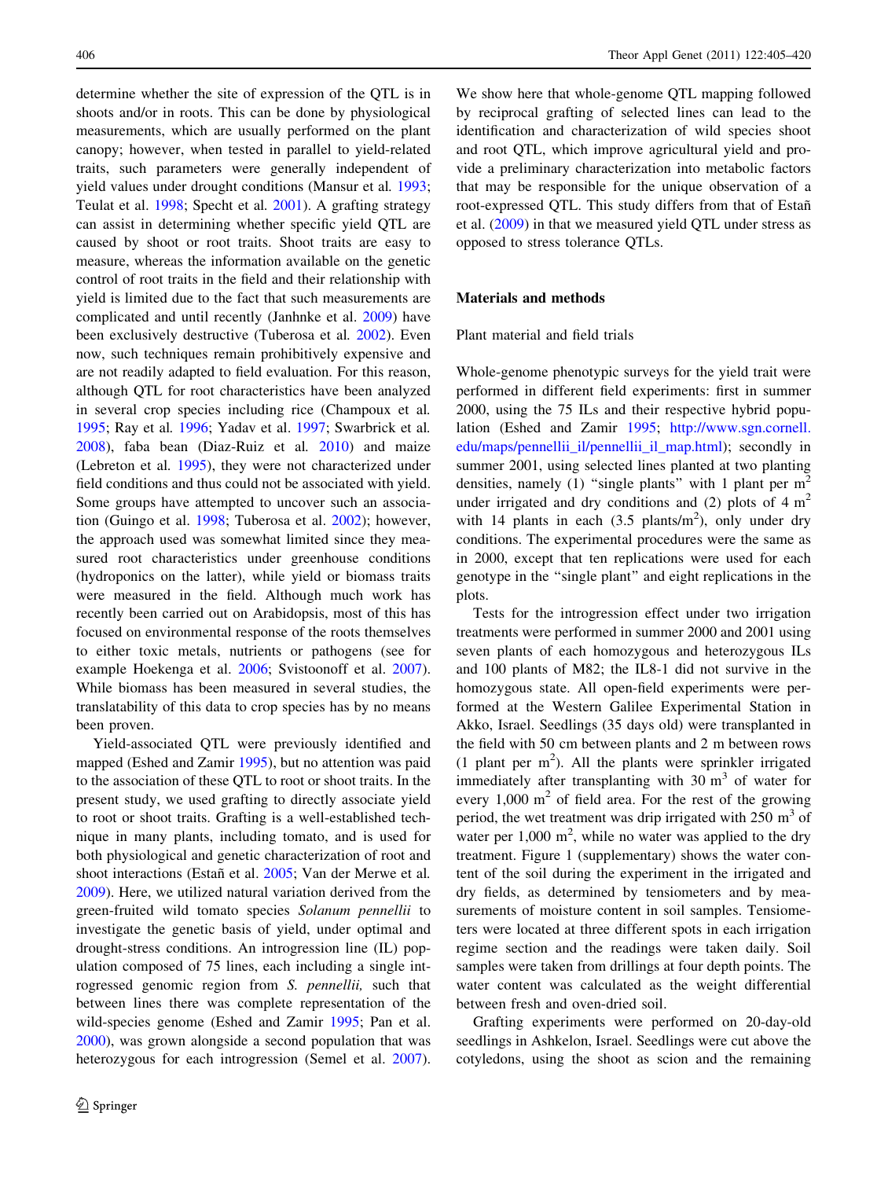determine whether the site of expression of the QTL is in shoots and/or in roots. This can be done by physiological measurements, which are usually performed on the plant canopy; however, when tested in parallel to yield-related traits, such parameters were generally independent of yield values under drought conditions (Mansur et al. 1993; Teulat et al. 1998; Specht et al. 2001). A grafting strategy can assist in determining whether specific yield QTL are caused by shoot or root traits. Shoot traits are easy to measure, whereas the information available on the genetic control of root traits in the field and their relationship with yield is limited due to the fact that such measurements are complicated and until recently (Janhnke et al. 2009) have been exclusively destructive (Tuberosa et al. 2002). Even now, such techniques remain prohibitively expensive and are not readily adapted to field evaluation. For this reason, although QTL for root characteristics have been analyzed in several crop species including rice (Champoux et al. 1995; Ray et al. 1996; Yadav et al. 1997; Swarbrick et al. 2008), faba bean (Diaz-Ruiz et al. 2010) and maize (Lebreton et al. 1995), they were not characterized under field conditions and thus could not be associated with yield. Some groups have attempted to uncover such an association (Guingo et al. 1998; Tuberosa et al. 2002); however, the approach used was somewhat limited since they measured root characteristics under greenhouse conditions (hydroponics on the latter), while yield or biomass traits were measured in the field. Although much work has recently been carried out on Arabidopsis, most of this has focused on environmental response of the roots themselves to either toxic metals, nutrients or pathogens (see for example Hoekenga et al. 2006; Svistoonoff et al. 2007). While biomass has been measured in several studies, the translatability of this data to crop species has by no means been proven.

Yield-associated QTL were previously identified and mapped (Eshed and Zamir 1995), but no attention was paid to the association of these QTL to root or shoot traits. In the present study, we used grafting to directly associate yield to root or shoot traits. Grafting is a well-established technique in many plants, including tomato, and is used for both physiological and genetic characterization of root and shoot interactions (Estañ et al. 2005; Van der Merwe et al. 2009). Here, we utilized natural variation derived from the green-fruited wild tomato species *Solanum pennellii* to investigate the genetic basis of yield, under optimal and drought-stress conditions. An introgression line (IL) population composed of 75 lines, each including a single introgressed genomic region from *S. pennellii,* such that between lines there was complete representation of the wild-species genome (Eshed and Zamir 1995; Pan et al. 2000), was grown alongside a second population that was heterozygous for each introgression (Semel et al. 2007). We show here that whole-genome QTL mapping followed by reciprocal grafting of selected lines can lead to the identification and characterization of wild species shoot and root QTL, which improve agricultural yield and provide a preliminary characterization into metabolic factors that may be responsible for the unique observation of a root-expressed QTL. This study differs from that of Estañ et al. (2009) in that we measured yield QTL under stress as opposed to stress tolerance QTLs.

## Materials and methods

### Plant material and field trials

Whole-genome phenotypic surveys for the yield trait were performed in different field experiments: first in summer 2000, using the 75 ILs and their respective hybrid population (Eshed and Zamir 1995; http://www.sgn.cornell.edu/maps/pennellii_il/pennellii_il_map.html); secondly in summer 2001, using selected lines planted at two planting densities, namely (1) "single plants" with 1 plant per $m^2$ under irrigated and dry conditions and (2) plots of 4 $m^2$ with 14 plants in each (3.5 plants/$m^2$), only under dry conditions. The experimental procedures were the same as in 2000, except that ten replications were used for each genotype in the "single plant" and eight replications in the plots.

Tests for the introgression effect under two irrigation treatments were performed in summer 2000 and 2001 using seven plants of each homozygous and heterozygous ILs and 100 plants of M82; the IL8-1 did not survive in the homozygous state. All open-field experiments were performed at the Western Galilee Experimental Station in Akko, Israel. Seedlings (35 days old) were transplanted in the field with 50 cm between plants and 2 m between rows (1 plant per $m^2$). All the plants were sprinkler irrigated immediately after transplanting with 30 $m^3$ of water for every 1,000 $m^2$ of field area. For the rest of the growing period, the wet treatment was drip irrigated with 250 $m^3$ of water per 1,000 $m^2$, while no water was applied to the dry treatment. Figure 1 (supplementary) shows the water content of the soil during the experiment in the irrigated and dry fields, as determined by tensiometers and by measurements of moisture content in soil samples. Tensiometers were located at three different spots in each irrigation regime section and the readings were taken daily. Soil samples were taken from drillings at four depth points. The water content was calculated as the weight differential between fresh and oven-dried soil.

Grafting experiments were performed on 20-day-old seedlings in Ashkelon, Israel. Seedlings were cut above the cotyledons, using the shoot as scion and the remaining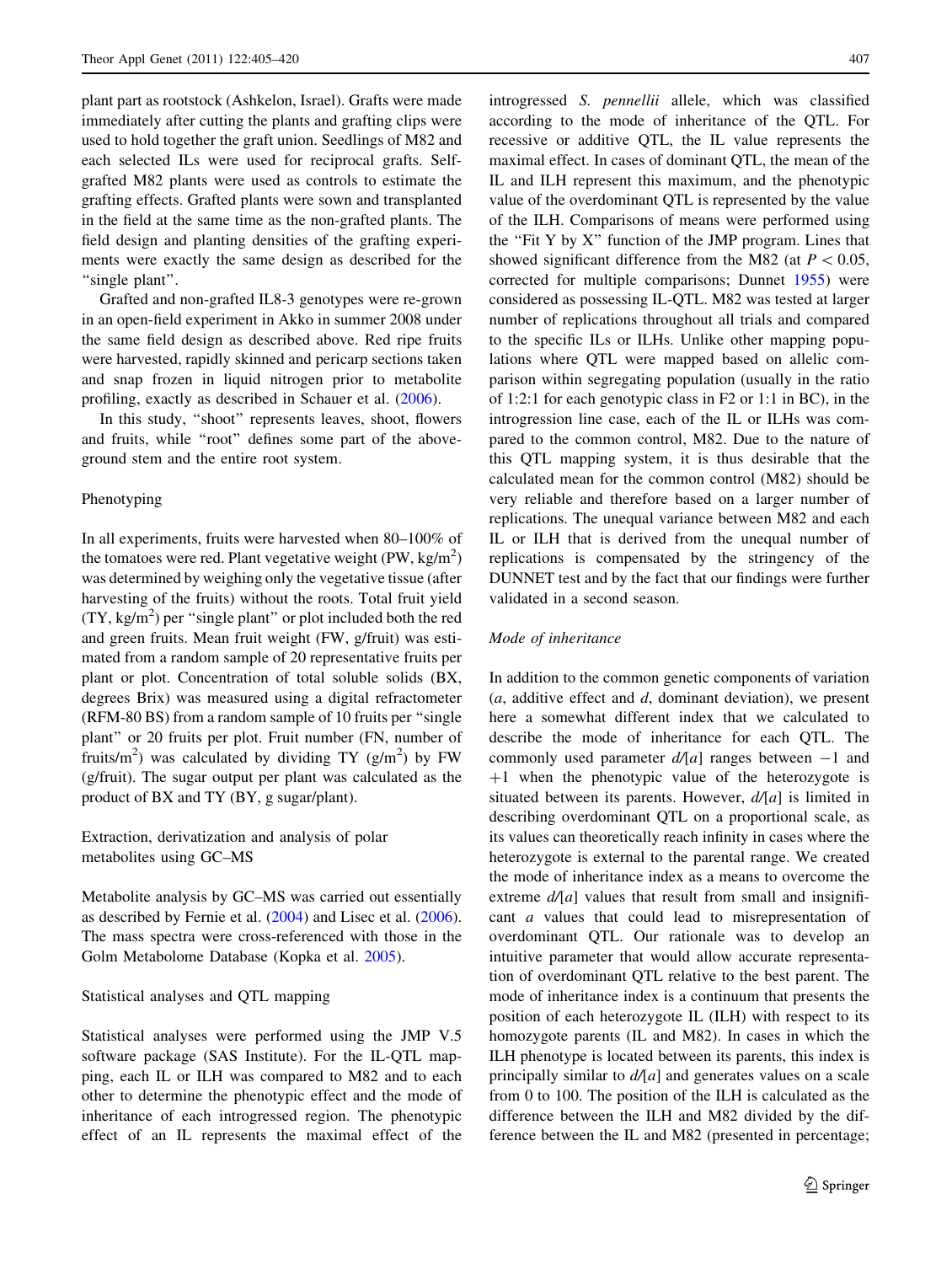plant part as rootstock (Ashkelon, Israel). Grafts were made immediately after cutting the plants and grafting clips were used to hold together the graft union. Seedlings of M82 and each selected ILs were used for reciprocal grafts. Self-grafted M82 plants were used as controls to estimate the grafting effects. Grafted plants were sown and transplanted in the field at the same time as the non-grafted plants. The field design and planting densities of the grafting experiments were exactly the same design as described for the "single plant".

Grafted and non-grafted IL8-3 genotypes were re-grown in an open-field experiment in Akko in summer 2008 under the same field design as described above. Red ripe fruits were harvested, rapidly skinned and pericarp sections taken and snap frozen in liquid nitrogen prior to metabolite profiling, exactly as described in Schauer et al. (2006).

In this study, "shoot" represents leaves, shoot, flowers and fruits, while "root" defines some part of the above-ground stem and the entire root system.

## Phenotyping

In all experiments, fruits were harvested when 80–100% of the tomatoes were red. Plant vegetative weight (PW, kg/m$^2$) was determined by weighing only the vegetative tissue (after harvesting of the fruits) without the roots. Total fruit yield (TY, kg/m$^2$) per "single plant" or plot included both the red and green fruits. Mean fruit weight (FW, g/fruit) was estimated from a random sample of 20 representative fruits per plant or plot. Concentration of total soluble solids (BX, degrees Brix) was measured using a digital refractometer (RFM-80 BS) from a random sample of 10 fruits per "single plant" or 20 fruits per plot. Fruit number (FN, number of fruits/m$^2$) was calculated by dividing TY (g/m$^2$) by FW (g/fruit). The sugar output per plant was calculated as the product of BX and TY (BY, g sugar/plant).

## Extraction, derivatization and analysis of polar metabolites using GC–MS

Metabolite analysis by GC–MS was carried out essentially as described by Fernie et al. (2004) and Lisec et al. (2006). The mass spectra were cross-referenced with those in the Golm Metabolome Database (Kopka et al. 2005).

## Statistical analyses and QTL mapping

Statistical analyses were performed using the JMP V.5 software package (SAS Institute). For the IL-QTL mapping, each IL or ILH was compared to M82 and to each other to determine the phenotypic effect and the mode of inheritance of each introgressed region. The phenotypic effect of an IL represents the maximal effect of the introgressed *S. pennellii* allele, which was classified according to the mode of inheritance of the QTL. For recessive or additive QTL, the IL value represents the maximal effect. In cases of dominant QTL, the mean of the IL and ILH represent this maximum, and the phenotypic value of the overdominant QTL is represented by the value of the ILH. Comparisons of means were performed using the "Fit Y by X" function of the JMP program. Lines that showed significant difference from the M82 (at $P < 0.05$, corrected for multiple comparisons; Dunnet 1955) were considered as possessing IL-QTL. M82 was tested at larger number of replications throughout all trials and compared to the specific ILs or ILHs. Unlike other mapping populations where QTL were mapped based on allelic comparison within segregating population (usually in the ratio of 1:2:1 for each genotypic class in F2 or 1:1 in BC), in the introgression line case, each of the IL or ILHs was compared to the common control, M82. Due to the nature of this QTL mapping system, it is thus desirable that the calculated mean for the common control (M82) should be very reliable and therefore based on a larger number of replications. The unequal variance between M82 and each IL or ILH that is derived from the unequal number of replications is compensated by the stringency of the DUNNET test and by the fact that our findings were further validated in a second season.

### Mode of inheritance

In addition to the common genetic components of variation ($a$, additive effect and $d$, dominant deviation), we present here a somewhat different index that we calculated to describe the mode of inheritance for each QTL. The commonly used parameter $d/[a]$ ranges between $-1$ and $+1$ when the phenotypic value of the heterozygote is situated between its parents. However, $d/[a]$ is limited in describing overdominant QTL on a proportional scale, as its values can theoretically reach infinity in cases where the heterozygote is external to the parental range. We created the mode of inheritance index as a means to overcome the extreme $d/[a]$ values that result from small and insignificant $a$ values that could lead to misrepresentation of overdominant QTL. Our rationale was to develop an intuitive parameter that would allow accurate representation of overdominant QTL relative to the best parent. The mode of inheritance index is a continuum that presents the position of each heterozygote IL (ILH) with respect to its homozygote parents (IL and M82). In cases in which the ILH phenotype is located between its parents, this index is principally similar to $d/[a]$ and generates values on a scale from 0 to 100. The position of the ILH is calculated as the difference between the ILH and M82 divided by the difference between the IL and M82 (presented in percentage;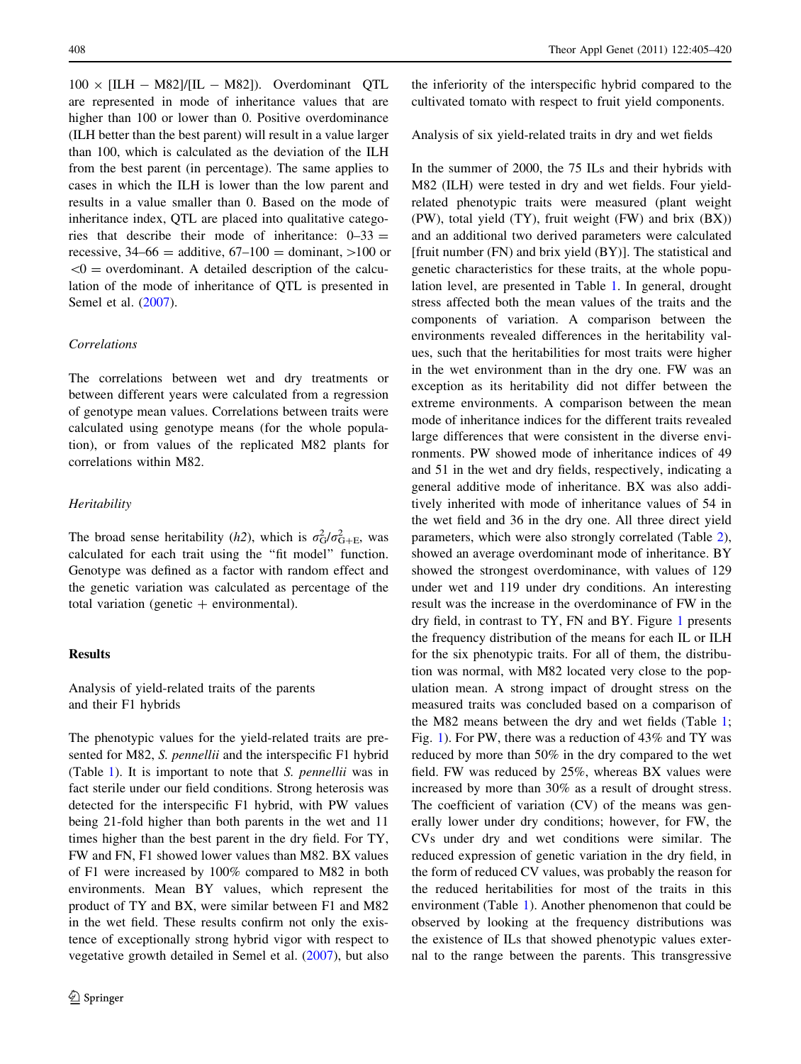100 × [ILH − M82]/[IL − M82]). Overdominant QTL are represented in mode of inheritance values that are higher than 100 or lower than 0. Positive overdominance (ILH better than the best parent) will result in a value larger than 100, which is calculated as the deviation of the ILH from the best parent (in percentage). The same applies to cases in which the ILH is lower than the low parent and results in a value smaller than 0. Based on the mode of inheritance index, QTL are placed into qualitative categories that describe their mode of inheritance: 0–33 = recessive, 34–66 = additive, 67–100 = dominant, >100 or <0 = overdominant. A detailed description of the calculation of the mode of inheritance of QTL is presented in Semel et al. (2007).

### *Correlations*

The correlations between wet and dry treatments or between different years were calculated from a regression of genotype mean values. Correlations between traits were calculated using genotype means (for the whole population), or from values of the replicated M82 plants for correlations within M82.

### *Heritability*

The broad sense heritability (*h2*), which is $\sigma^2_{G}/\sigma^2_{G+E}$, was calculated for each trait using the "fit model" function. Genotype was defined as a factor with random effect and the genetic variation was calculated as percentage of the total variation (genetic + environmental).

## Results

### Analysis of yield-related traits of the parents and their F1 hybrids

The phenotypic values for the yield-related traits are presented for M82, *S. pennellii* and the interspecific F1 hybrid (Table 1). It is important to note that *S. pennellii* was in fact sterile under our field conditions. Strong heterosis was detected for the interspecific F1 hybrid, with PW values being 21-fold higher than both parents in the wet and 11 times higher than the best parent in the dry field. For TY, FW and FN, F1 showed lower values than M82. BX values of F1 were increased by 100% compared to M82 in both environments. Mean BY values, which represent the product of TY and BX, were similar between F1 and M82 in the wet field. These results confirm not only the existence of exceptionally strong hybrid vigor with respect to vegetative growth detailed in Semel et al. (2007), but also the inferiority of the interspecific hybrid compared to the cultivated tomato with respect to fruit yield components.

### Analysis of six yield-related traits in dry and wet fields

In the summer of 2000, the 75 ILs and their hybrids with M82 (ILH) were tested in dry and wet fields. Four yield-related phenotypic traits were measured (plant weight (PW), total yield (TY), fruit weight (FW) and brix (BX)) and an additional two derived parameters were calculated [fruit number (FN) and brix yield (BY)]. The statistical and genetic characteristics for these traits, at the whole population level, are presented in Table 1. In general, drought stress affected both the mean values of the traits and the components of variation. A comparison between the environments revealed differences in the heritability values, such that the heritabilities for most traits were higher in the wet environment than in the dry one. FW was an exception as its heritability did not differ between the extreme environments. A comparison between the mean mode of inheritance indices for the different traits revealed large differences that were consistent in the diverse environments. PW showed mode of inheritance indices of 49 and 51 in the wet and dry fields, respectively, indicating a general additive mode of inheritance. BX was also additively inherited with mode of inheritance values of 54 in the wet field and 36 in the dry one. All three direct yield parameters, which were also strongly correlated (Table 2), showed an average overdominant mode of inheritance. BY showed the strongest overdominance, with values of 129 under wet and 119 under dry conditions. An interesting result was the increase in the overdominance of FW in the dry field, in contrast to TY, FN and BY. Figure 1 presents the frequency distribution of the means for each IL or ILH for the six phenotypic traits. For all of them, the distribution was normal, with M82 located very close to the population mean. A strong impact of drought stress on the measured traits was concluded based on a comparison of the M82 means between the dry and wet fields (Table 1; Fig. 1). For PW, there was a reduction of 43% and TY was reduced by more than 50% in the dry compared to the wet field. FW was reduced by 25%, whereas BX values were increased by more than 30% as a result of drought stress. The coefficient of variation (CV) of the means was generally lower under dry conditions; however, for FW, the CVs under dry and wet conditions were similar. The reduced expression of genetic variation in the dry field, in the form of reduced CV values, was probably the reason for the reduced heritabilities for most of the traits in this environment (Table 1). Another phenomenon that could be observed by looking at the frequency distributions was the existence of ILs that showed phenotypic values external to the range between the parents. This transgressive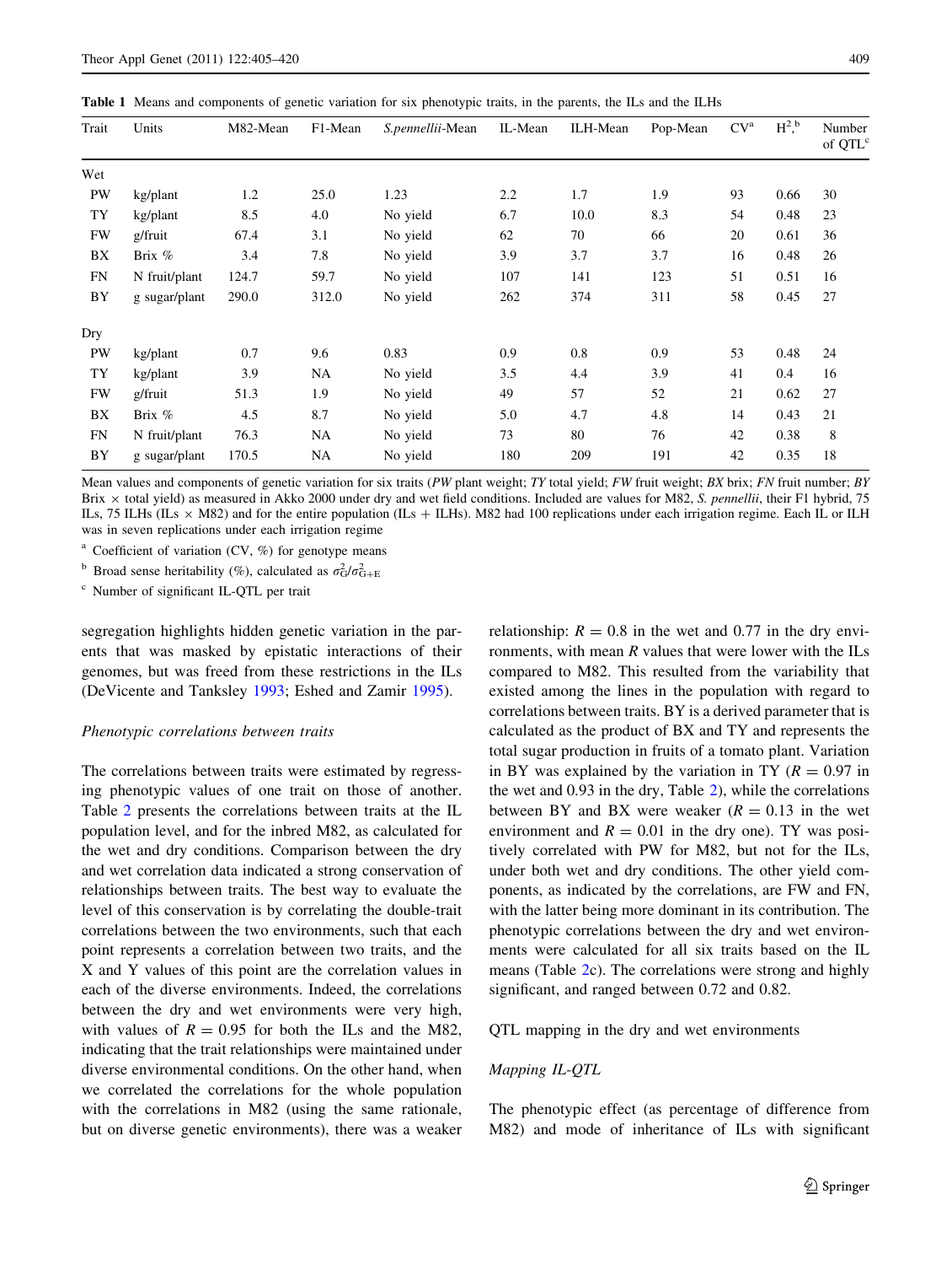**Table 1** Means and components of genetic variation for six phenotypic traits, in the parents, the ILs and the ILHs

| Trait | Units | M82-Mean | F1-Mean | *S.pennellii*-Mean | IL-Mean | ILH-Mean | Pop-Mean | CV[a] | $H^2$,[b] | Number of QTL[c] |
|---|---|---|---|---|---|---|---|---|---|---|
| Wet | | | | | | | | | | |
| PW | kg/plant | 1.2 | 25.0 | 1.23 | 2.2 | 1.7 | 1.9 | 93 | 0.66 | 30 |
| TY | kg/plant | 8.5 | 4.0 | No yield | 6.7 | 10.0 | 8.3 | 54 | 0.48 | 23 |
| FW | g/fruit | 67.4 | 3.1 | No yield | 62 | 70 | 66 | 20 | 0.61 | 36 |
| BX | Brix % | 3.4 | 7.8 | No yield | 3.9 | 3.7 | 3.7 | 16 | 0.48 | 26 |
| FN | N fruit/plant | 124.7 | 59.7 | No yield | 107 | 141 | 123 | 51 | 0.51 | 16 |
| BY | g sugar/plant | 290.0 | 312.0 | No yield | 262 | 374 | 311 | 58 | 0.45 | 27 |
| Dry | | | | | | | | | | |
| PW | kg/plant | 0.7 | 9.6 | 0.83 | 0.9 | 0.8 | 0.9 | 53 | 0.48 | 24 |
| TY | kg/plant | 3.9 | NA | No yield | 3.5 | 4.4 | 3.9 | 41 | 0.4 | 16 |
| FW | g/fruit | 51.3 | 1.9 | No yield | 49 | 57 | 52 | 21 | 0.62 | 27 |
| BX | Brix % | 4.5 | 8.7 | No yield | 5.0 | 4.7 | 4.8 | 14 | 0.43 | 21 |
| FN | N fruit/plant | 76.3 | NA | No yield | 73 | 80 | 76 | 42 | 0.38 | 8 |
| BY | g sugar/plant | 170.5 | NA | No yield | 180 | 209 | 191 | 42 | 0.35 | 18 |

Mean values and components of genetic variation for six traits (*PW* plant weight; *TY* total yield; *FW* fruit weight; *BX* brix; *FN* fruit number; *BY* Brix × total yield) as measured in Akko 2000 under dry and wet field conditions. Included are values for M82, *S. pennellii*, their F1 hybrid, 75 ILs, 75 ILHs (ILs × M82) and for the entire population (ILs + ILHs). M82 had 100 replications under each irrigation regime. Each IL or ILH was in seven replications under each irrigation regime

[a] Coefficient of variation (CV, %) for genotype means

[b] Broad sense heritability (%), calculated as $\sigma^2_G/\sigma^2_{G+E}$

[c] Number of significant IL-QTL per trait

segregation highlights hidden genetic variation in the parents that was masked by epistatic interactions of their genomes, but was freed from these restrictions in the ILs (DeVicente and Tanksley 1993; Eshed and Zamir 1995).

*Phenotypic correlations between traits*

The correlations between traits were estimated by regressing phenotypic values of one trait on those of another. Table 2 presents the correlations between traits at the IL population level, and for the inbred M82, as calculated for the wet and dry conditions. Comparison between the dry and wet correlation data indicated a strong conservation of relationships between traits. The best way to evaluate the level of this conservation is by correlating the double-trait correlations between the two environments, such that each point represents a correlation between two traits, and the X and Y values of this point are the correlation values in each of the diverse environments. Indeed, the correlations between the dry and wet environments were very high, with values of $R = 0.95$ for both the ILs and the M82, indicating that the trait relationships were maintained under diverse environmental conditions. On the other hand, when we correlated the correlations for the whole population with the correlations in M82 (using the same rationale, but on diverse genetic environments), there was a weaker relationship: $R = 0.8$ in the wet and 0.77 in the dry environments, with mean $R$ values that were lower with the ILs compared to M82. This resulted from the variability that existed among the lines in the population with regard to correlations between traits. BY is a derived parameter that is calculated as the product of BX and TY and represents the total sugar production in fruits of a tomato plant. Variation in BY was explained by the variation in TY ($R = 0.97$ in the wet and 0.93 in the dry, Table 2), while the correlations between BY and BX were weaker ($R = 0.13$ in the wet environment and $R = 0.01$ in the dry one). TY was positively correlated with PW for M82, but not for the ILs, under both wet and dry conditions. The other yield components, as indicated by the correlations, are FW and FN, with the latter being more dominant in its contribution. The phenotypic correlations between the dry and wet environments were calculated for all six traits based on the IL means (Table 2c). The correlations were strong and highly significant, and ranged between 0.72 and 0.82.

## QTL mapping in the dry and wet environments

*Mapping IL-QTL*

The phenotypic effect (as percentage of difference from M82) and mode of inheritance of ILs with significant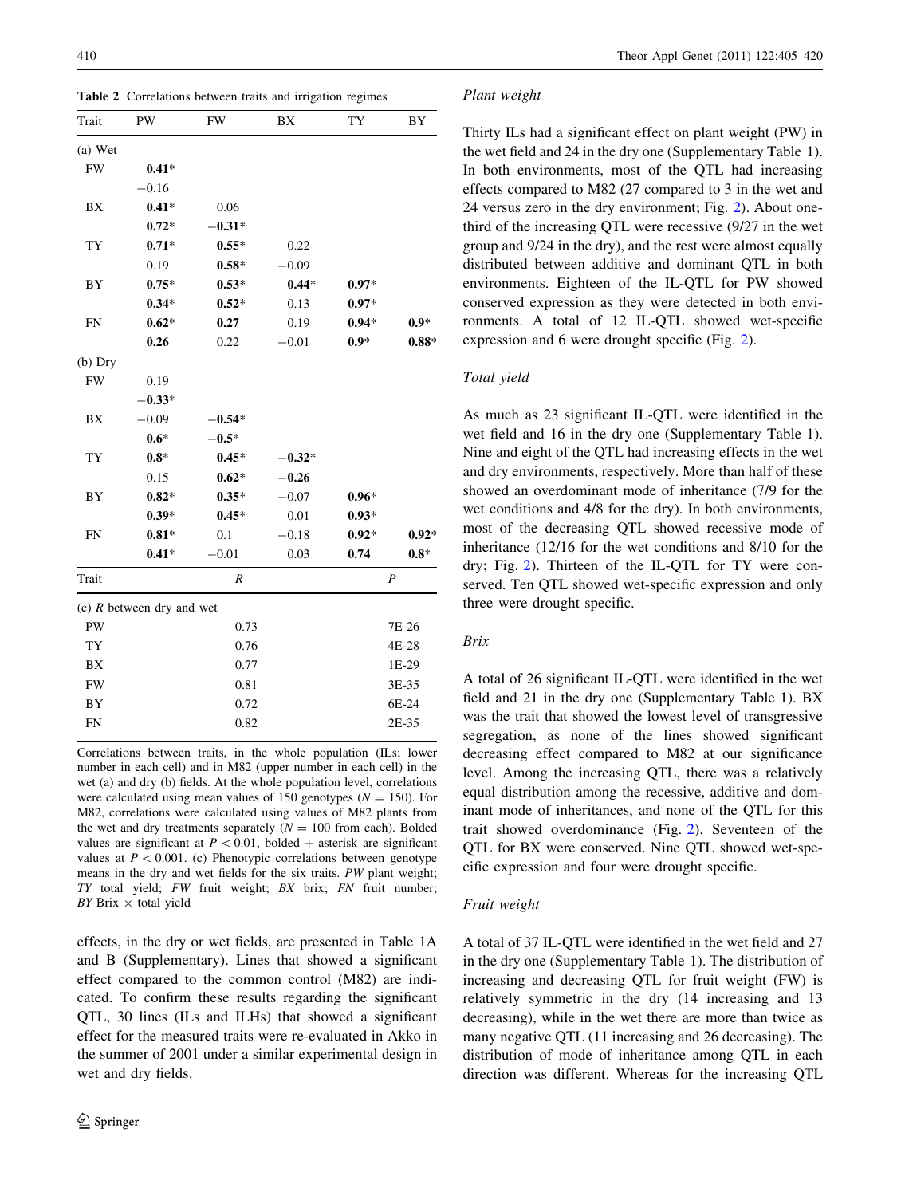**Table 2** Correlations between traits and irrigation regimes

| Trait | PW | FW | BX | TY | BY |
|---|---|---|---|---|---|
| (a) Wet | | | | | |
| FW | **0.41*** | | | | |
| | −0.16 | | | | |
| BX | **0.41*** | 0.06 | | | |
| | **0.72*** | **−0.31*** | | | |
| TY | **0.71*** | **0.55*** | 0.22 | | |
| | 0.19 | **0.58*** | −0.09 | | |
| BY | **0.75*** | **0.53*** | **0.44*** | **0.97*** | |
| | **0.34*** | **0.52*** | 0.13 | **0.97*** | |
| FN | **0.62*** | **0.27** | 0.19 | **0.94*** | **0.9*** |
| | 0.26 | 0.22 | −0.01 | **0.9*** | **0.88*** |
| (b) Dry | | | | | |
| FW | 0.19 | | | | |
| | **−0.33*** | | | | |
| BX | −0.09 | **−0.54*** | | | |
| | **0.6*** | **−0.5*** | | | |
| TY | **0.8*** | **0.45*** | **−0.32*** | | |
| | 0.15 | **0.62*** | **−0.26** | | |
| BY | **0.82*** | **0.35*** | −0.07 | **0.96*** | |
| | **0.39*** | **0.45*** | 0.01 | **0.93*** | |
| FN | **0.81*** | 0.1 | −0.18 | **0.92*** | **0.92*** |
| | **0.41*** | −0.01 | 0.03 | **0.74** | **0.8*** |

| Trait | $R$ | $P$ |
|---|---|---|
| (c) $R$ between dry and wet | | |
| PW | 0.73 | 7E-26 |
| TY | 0.76 | 4E-28 |
| BX | 0.77 | 1E-29 |
| FW | 0.81 | 3E-35 |
| BY | 0.72 | 6E-24 |
| FN | 0.82 | 2E-35 |

Correlations between traits, in the whole population (ILs; lower number in each cell) and in M82 (upper number in each cell) in the wet (a) and dry (b) fields. At the whole population level, correlations were calculated using mean values of 150 genotypes ($N = 150$). For M82, correlations were calculated using values of M82 plants from the wet and dry treatments separately ($N = 100$ from each). Bolded values are significant at $P < 0.01$, bolded + asterisk are significant values at $P < 0.001$. (c) Phenotypic correlations between genotype means in the dry and wet fields for the six traits. *PW* plant weight; *TY* total yield; *FW* fruit weight; *BX* brix; *FN* fruit number; *BY* Brix × total yield

effects, in the dry or wet fields, are presented in Table 1A and B (Supplementary). Lines that showed a significant effect compared to the common control (M82) are indicated. To confirm these results regarding the significant QTL, 30 lines (ILs and ILHs) that showed a significant effect for the measured traits were re-evaluated in Akko in the summer of 2001 under a similar experimental design in wet and dry fields.

*Plant weight*

Thirty ILs had a significant effect on plant weight (PW) in the wet field and 24 in the dry one (Supplementary Table 1). In both environments, most of the QTL had increasing effects compared to M82 (27 compared to 3 in the wet and 24 versus zero in the dry environment; Fig. 2). About one-third of the increasing QTL were recessive (9/27 in the wet group and 9/24 in the dry), and the rest were almost equally distributed between additive and dominant QTL in both environments. Eighteen of the IL-QTL for PW showed conserved expression as they were detected in both environments. A total of 12 IL-QTL showed wet-specific expression and 6 were drought specific (Fig. 2).

*Total yield*

As much as 23 significant IL-QTL were identified in the wet field and 16 in the dry one (Supplementary Table 1). Nine and eight of the QTL had increasing effects in the wet and dry environments, respectively. More than half of these showed an overdominant mode of inheritance (7/9 for the wet conditions and 4/8 for the dry). In both environments, most of the decreasing QTL showed recessive mode of inheritance (12/16 for the wet conditions and 8/10 for the dry; Fig. 2). Thirteen of the IL-QTL for TY were conserved. Ten QTL showed wet-specific expression and only three were drought specific.

*Brix*

A total of 26 significant IL-QTL were identified in the wet field and 21 in the dry one (Supplementary Table 1). BX was the trait that showed the lowest level of transgressive segregation, as none of the lines showed significant decreasing effect compared to M82 at our significance level. Among the increasing QTL, there was a relatively equal distribution among the recessive, additive and dominant mode of inheritances, and none of the QTL for this trait showed overdominance (Fig. 2). Seventeen of the QTL for BX were conserved. Nine QTL showed wet-specific expression and four were drought specific.

*Fruit weight*

A total of 37 IL-QTL were identified in the wet field and 27 in the dry one (Supplementary Table 1). The distribution of increasing and decreasing QTL for fruit weight (FW) is relatively symmetric in the dry (14 increasing and 13 decreasing), while in the wet there are more than twice as many negative QTL (11 increasing and 26 decreasing). The distribution of mode of inheritance among QTL in each direction was different. Whereas for the increasing QTL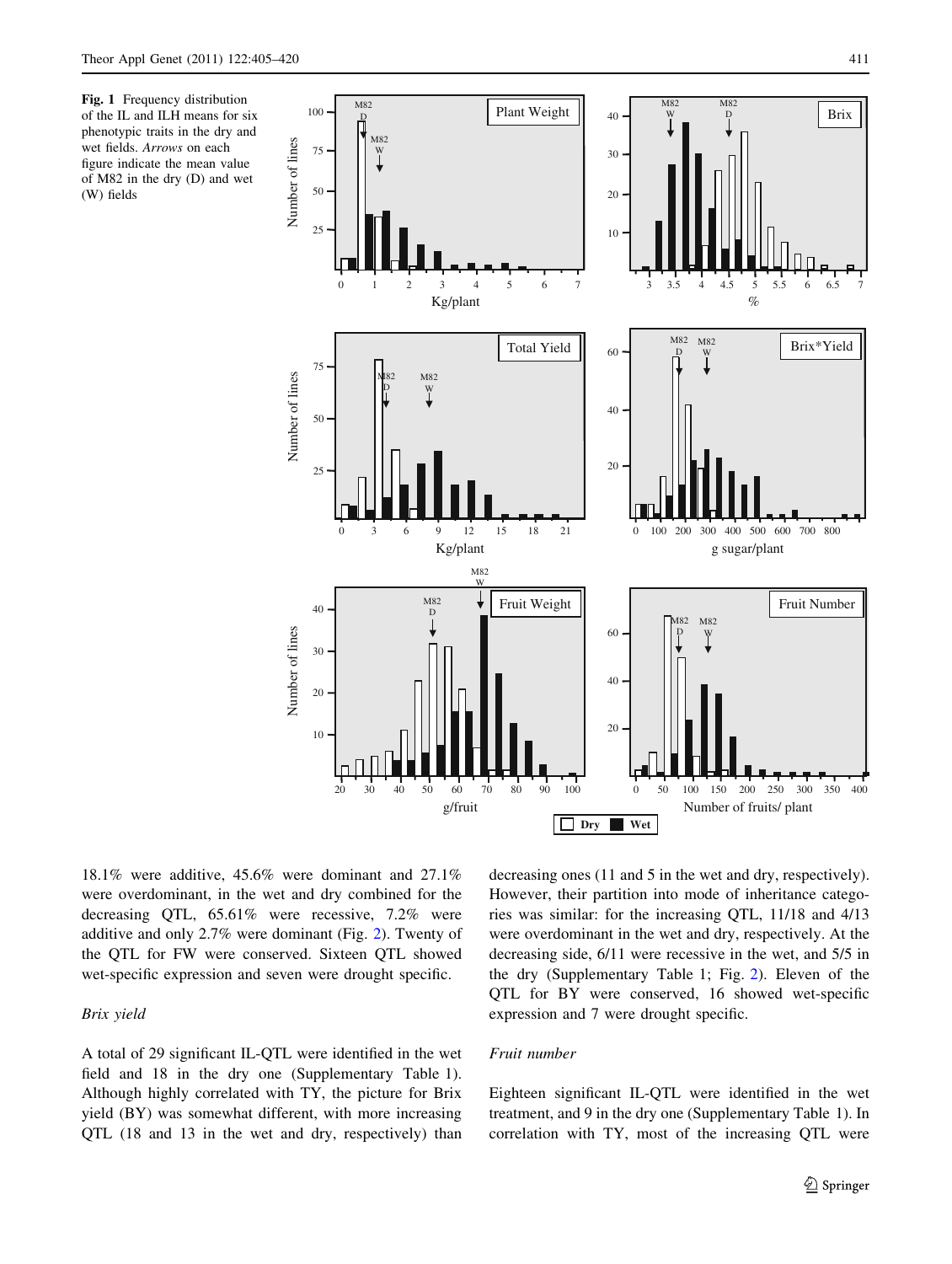Fig. 1 Frequency distribution of the IL and ILH means for six phenotypic traits in the dry and wet fields. *Arrows* on each figure indicate the mean value of M82 in the dry (D) and wet (W) fields

18.1% were additive, 45.6% were dominant and 27.1% were overdominant, in the wet and dry combined for the decreasing QTL, 65.61% were recessive, 7.2% were additive and only 2.7% were dominant (Fig. 2). Twenty of the QTL for FW were conserved. Sixteen QTL showed wet-specific expression and seven were drought specific.

### *Brix yield*

A total of 29 significant IL-QTL were identified in the wet field and 18 in the dry one (Supplementary Table 1). Although highly correlated with TY, the picture for Brix yield (BY) was somewhat different, with more increasing QTL (18 and 13 in the wet and dry, respectively) than decreasing ones (11 and 5 in the wet and dry, respectively). However, their partition into mode of inheritance categories was similar: for the increasing QTL, 11/18 and 4/13 were overdominant in the wet and dry, respectively. At the decreasing side, 6/11 were recessive in the wet, and 5/5 in the dry (Supplementary Table 1; Fig. 2). Eleven of the QTL for BY were conserved, 16 showed wet-specific expression and 7 were drought specific.

### *Fruit number*

Eighteen significant IL-QTL were identified in the wet treatment, and 9 in the dry one (Supplementary Table 1). In correlation with TY, most of the increasing QTL were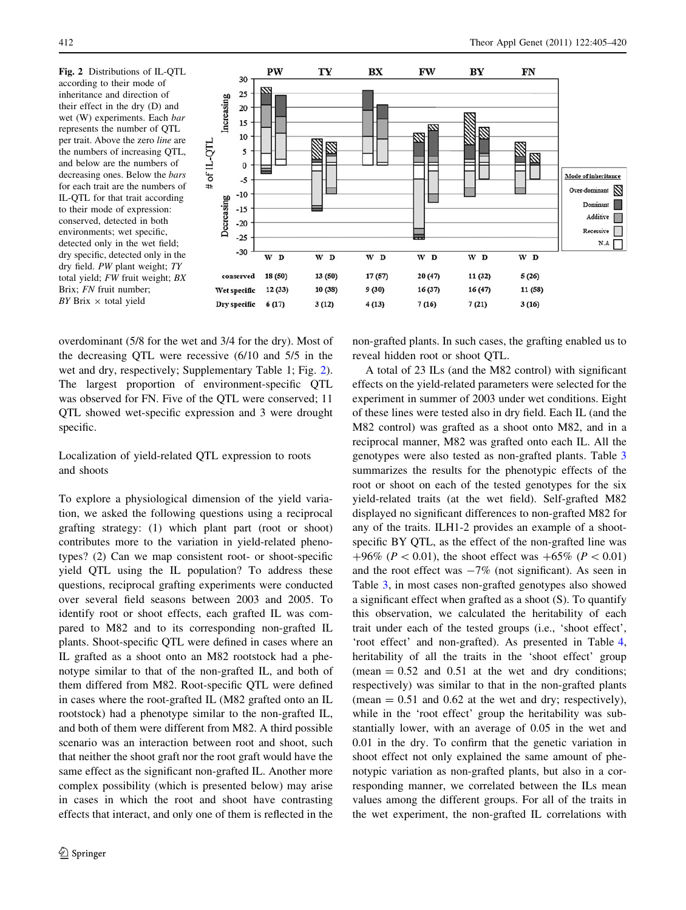Fig. 2 Distributions of IL-QTL according to their mode of inheritance and direction of their effect in the dry (D) and wet (W) experiments. Each *bar* represents the number of QTL per trait. Above the zero *line* are the numbers of increasing QTL, and below are the numbers of decreasing ones. Below the *bars* for each trait are the numbers of IL-QTL for that trait according to their mode of expression: conserved, detected in both environments; wet specific, detected only in the wet field; dry specific, detected only in the dry field. *PW* plant weight; *TY* total yield; *FW* fruit weight; *BX* Brix; *FN* fruit number; *BY* Brix × total yield

| | PW | TY | BX | FW | BY | FN |
|---|---|---|---|---|---|---|
| conserved | 18 (50) | 13 (50) | 17 (57) | 20 (47) | 11 (32) | 5 (26) |
| Wet specific | 12 (33) | 10 (38) | 9 (30) | 16 (37) | 16 (47) | 11 (58) |
| Dry specific | 6 (17) | 3 (12) | 4 (13) | 7 (16) | 7 (21) | 3 (16) |

overdominant (5/8 for the wet and 3/4 for the dry). Most of the decreasing QTL were recessive (6/10 and 5/5 in the wet and dry, respectively; Supplementary Table 1; Fig. 2). The largest proportion of environment-specific QTL was observed for FN. Five of the QTL were conserved; 11 QTL showed wet-specific expression and 3 were drought specific.

## Localization of yield-related QTL expression to roots and shoots

To explore a physiological dimension of the yield variation, we asked the following questions using a reciprocal grafting strategy: (1) which plant part (root or shoot) contributes more to the variation in yield-related phenotypes? (2) Can we map consistent root- or shoot-specific yield QTL using the IL population? To address these questions, reciprocal grafting experiments were conducted over several field seasons between 2003 and 2005. To identify root or shoot effects, each grafted IL was compared to M82 and to its corresponding non-grafted IL plants. Shoot-specific QTL were defined in cases where an IL grafted as a shoot onto an M82 rootstock had a phenotype similar to that of the non-grafted IL, and both of them differed from M82. Root-specific QTL were defined in the cases where the root-grafted IL (M82 grafted onto an IL rootstock) had a phenotype similar to the non-grafted IL, and both of them were different from M82. A third possible scenario was an interaction between root and shoot, such that neither the shoot graft nor the root graft would have the same effect as the significant non-grafted IL. Another more complex possibility (which is presented below) may arise in cases in which the root and shoot have contrasting effects that interact, and only one of them is reflected in the non-grafted plants. In such cases, the grafting enabled us to reveal hidden root or shoot QTL.

A total of 23 ILs (and the M82 control) with significant effects on the yield-related parameters were selected for the experiment in summer of 2003 under wet conditions. Eight of these lines were tested also in dry field. Each IL (and the M82 control) was grafted as a shoot onto M82, and in a reciprocal manner, M82 was grafted onto each IL. All the genotypes were also tested as non-grafted plants. Table 3 summarizes the results for the phenotypic effects of the root or shoot on each of the tested genotypes for the six yield-related traits (at the wet field). Self-grafted M82 displayed no significant differences to non-grafted M82 for any of the traits. ILH1-2 provides an example of a shoot-specific BY QTL, as the effect of the non-grafted line was +96% ($P < 0.01$), the shoot effect was +65% ($P < 0.01$) and the root effect was −7% (not significant). As seen in Table 3, in most cases non-grafted genotypes also showed a significant effect when grafted as a shoot (S). To quantify this observation, we calculated the heritability of each trait under each of the tested groups (i.e., 'shoot effect', 'root effect' and non-grafted). As presented in Table 4, heritability of all the traits in the 'shoot effect' group (mean = 0.52 and 0.51 at the wet and dry conditions; respectively) was similar to that in the non-grafted plants (mean = 0.51 and 0.62 at the wet and dry; respectively), while in the 'root effect' group the heritability was substantially lower, with an average of 0.05 in the wet and 0.01 in the dry. To confirm that the genetic variation in shoot effect not only explained the same amount of phenotypic variation as non-grafted plants, but also in a corresponding manner, we correlated between the ILs mean values among the different groups. For all of the traits in the wet experiment, the non-grafted IL correlations with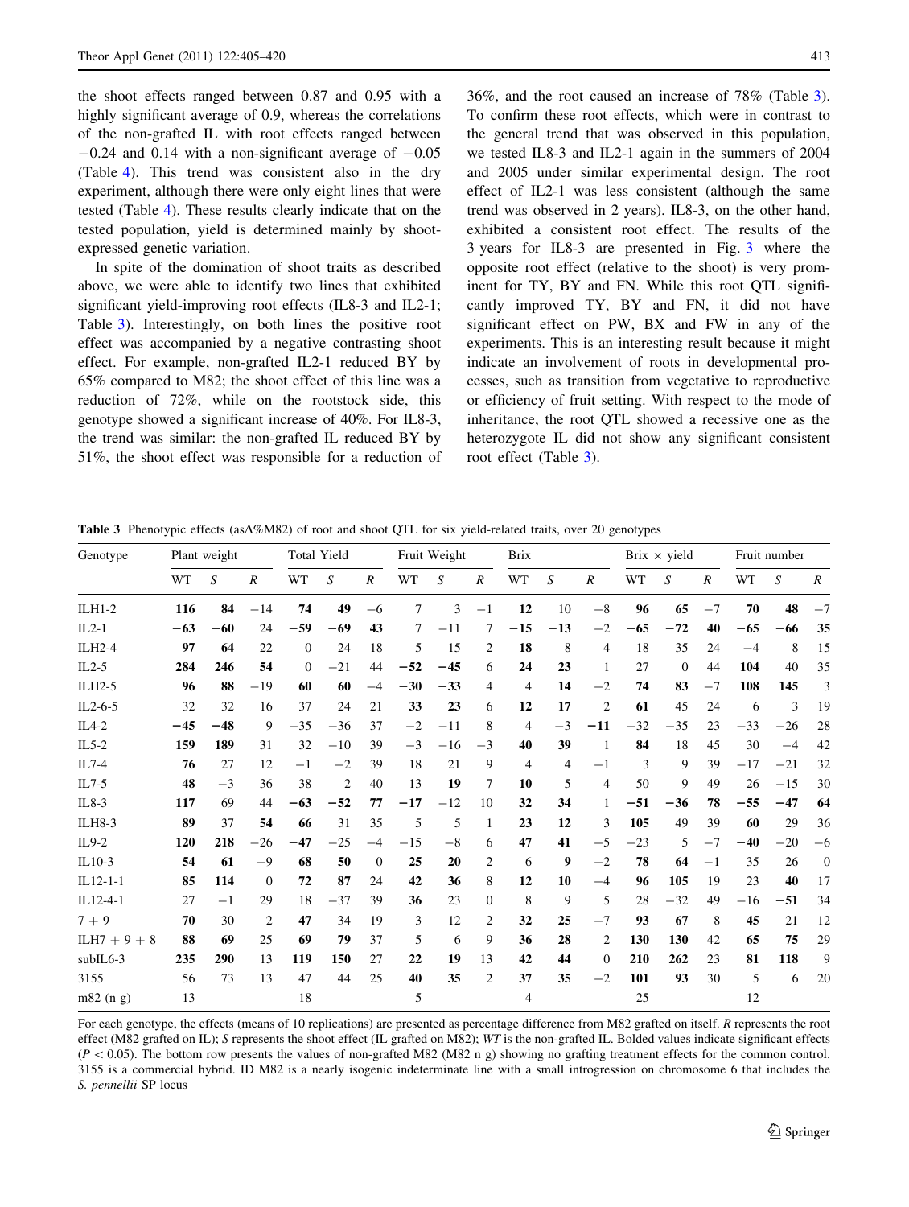the shoot effects ranged between 0.87 and 0.95 with a highly significant average of 0.9, whereas the correlations of the non-grafted IL with root effects ranged between −0.24 and 0.14 with a non-significant average of −0.05 (Table 4). This trend was consistent also in the dry experiment, although there were only eight lines that were tested (Table 4). These results clearly indicate that on the tested population, yield is determined mainly by shoot-expressed genetic variation.

In spite of the domination of shoot traits as described above, we were able to identify two lines that exhibited significant yield-improving root effects (IL8-3 and IL2-1; Table 3). Interestingly, on both lines the positive root effect was accompanied by a negative contrasting shoot effect. For example, non-grafted IL2-1 reduced BY by 65% compared to M82; the shoot effect of this line was a reduction of 72%, while on the rootstock side, this genotype showed a significant increase of 40%. For IL8-3, the trend was similar: the non-grafted IL reduced BY by 51%, the shoot effect was responsible for a reduction of 36%, and the root caused an increase of 78% (Table 3). To confirm these root effects, which were in contrast to the general trend that was observed in this population, we tested IL8-3 and IL2-1 again in the summers of 2004 and 2005 under similar experimental design. The root effect of IL2-1 was less consistent (although the same trend was observed in 2 years). IL8-3, on the other hand, exhibited a consistent root effect. The results of the 3 years for IL8-3 are presented in Fig. 3 where the opposite root effect (relative to the shoot) is very prominent for TY, BY and FN. While this root QTL significantly improved TY, BY and FN, it did not have significant effect on PW, BX and FW in any of the experiments. This is an interesting result because it might indicate an involvement of roots in developmental processes, such as transition from vegetative to reproductive or efficiency of fruit setting. With respect to the mode of inheritance, the root QTL showed a recessive one as the heterozygote IL did not show any significant consistent root effect (Table 3).

**Table 3** Phenotypic effects (asΔ%M82) of root and shoot QTL for six yield-related traits, over 20 genotypes

| Genotype | Plant weight | | | Total Yield | | | Fruit Weight | | | Brix | | | Brix × yield | | | Fruit number | | |
|---|---|---|---|---|---|---|---|---|---|---|---|---|---|---|---|---|---|---|
| | WT | *S* | *R* | WT | *S* | *R* | WT | *S* | *R* | WT | *S* | *R* | WT | *S* | *R* | WT | *S* | *R* |
| ILH1-2 | **116** | **84** | −14 | **74** | **49** | −6 | 7 | 3 | −1 | **12** | 10 | −8 | **96** | **65** | −7 | **70** | **48** | −7 |
| IL2-1 | **−63** | **−60** | 24 | **−59** | **−69** | **43** | 7 | −11 | 7 | **−15** | **−13** | −2 | **−65** | **−72** | **40** | **−65** | **−66** | **35** |
| ILH2-4 | **97** | **64** | 22 | 0 | 24 | 18 | 5 | 15 | 2 | **18** | 8 | 4 | 18 | 35 | 24 | −4 | 8 | 15 |
| IL2-5 | **284** | **246** | **54** | 0 | −21 | 44 | **−52** | **−45** | 6 | **24** | **23** | 1 | 27 | 0 | 44 | **104** | 40 | 35 |
| ILH2-5 | **96** | **88** | −19 | **60** | **60** | −4 | **−30** | **−33** | 4 | 4 | **14** | −2 | **74** | **83** | −7 | **108** | **145** | 3 |
| IL2-6-5 | 32 | 32 | 16 | 37 | 24 | 21 | **33** | **23** | 6 | **12** | **17** | 2 | **61** | 45 | 24 | 6 | 3 | 19 |
| IL4-2 | **−45** | **−48** | 9 | −35 | −36 | 37 | −2 | −11 | 8 | 4 | −3 | **−11** | −32 | −35 | 23 | −33 | −26 | 28 |
| IL5-2 | **159** | **189** | 31 | 32 | −10 | 39 | −3 | −16 | −3 | **40** | **39** | 1 | **84** | 18 | 45 | 30 | −4 | 42 |
| IL7-4 | **76** | 27 | 12 | −1 | −2 | 39 | 18 | 21 | 9 | 4 | 4 | −1 | 3 | 9 | 39 | −17 | −21 | 32 |
| IL7-5 | **48** | −3 | 36 | 38 | 2 | 40 | 13 | **19** | 7 | **10** | 5 | 4 | 50 | 9 | 49 | 26 | −15 | 30 |
| IL8-3 | **117** | 69 | 44 | **−63** | **−52** | **77** | **−17** | −12 | 10 | **32** | **34** | 1 | **−51** | **−36** | **78** | **−55** | **−47** | **64** |
| ILH8-3 | **89** | 37 | **54** | **66** | 31 | 35 | 5 | 5 | 1 | **23** | **12** | 3 | **105** | 49 | 39 | **60** | 29 | 36 |
| IL9-2 | **120** | **218** | −26 | **−47** | −25 | −4 | −15 | −8 | 6 | **47** | **41** | −5 | −23 | 5 | −7 | **−40** | −20 | −6 |
| IL10-3 | 54 | 61 | −9 | **68** | **50** | 0 | **25** | **20** | 2 | 6 | **9** | −2 | **78** | **64** | −1 | 35 | 26 | 0 |
| IL12-1-1 | **85** | **114** | 0 | **72** | **87** | 24 | **42** | **36** | 8 | **12** | **10** | −4 | **96** | **105** | 19 | 23 | **40** | 17 |
| IL12-4-1 | 27 | −1 | 29 | 18 | −37 | 39 | **36** | 23 | 0 | 8 | 9 | 5 | 28 | −32 | 49 | −16 | **−51** | 34 |
| 7 + 9 | **70** | 30 | 2 | **47** | 34 | 19 | 3 | 12 | 2 | **32** | **25** | −7 | **93** | **67** | 8 | **45** | 21 | 12 |
| ILH7 + 9 + 8 | **88** | **69** | 25 | **69** | **79** | 37 | 5 | 6 | 9 | **36** | **28** | 2 | **130** | **130** | 42 | **65** | **75** | 29 |
| subIL6-3 | **235** | **290** | 13 | **119** | **150** | 27 | **22** | **19** | 13 | **42** | **44** | 0 | **210** | **262** | 23 | **81** | **118** | 9 |
| 3155 | 56 | 73 | 13 | 47 | 44 | 25 | **40** | **35** | 2 | **37** | **35** | −2 | **101** | **93** | 30 | 5 | 6 | 20 |
| m82 (n g) | 13 | | | 18 | | | 5 | | | 4 | | | 25 | | | 12 | | |

For each genotype, the effects (means of 10 replications) are presented as percentage difference from M82 grafted on itself. *R* represents the root effect (M82 grafted on IL); *S* represents the shoot effect (IL grafted on M82); *WT* is the non-grafted IL. Bolded values indicate significant effects ($P < 0.05$). The bottom row presents the values of non-grafted M82 (M82 n g) showing no grafting treatment effects for the common control. 3155 is a commercial hybrid. ID M82 is a nearly isogenic indeterminate line with a small introgression on chromosome 6 that includes the *S. pennellii* SP locus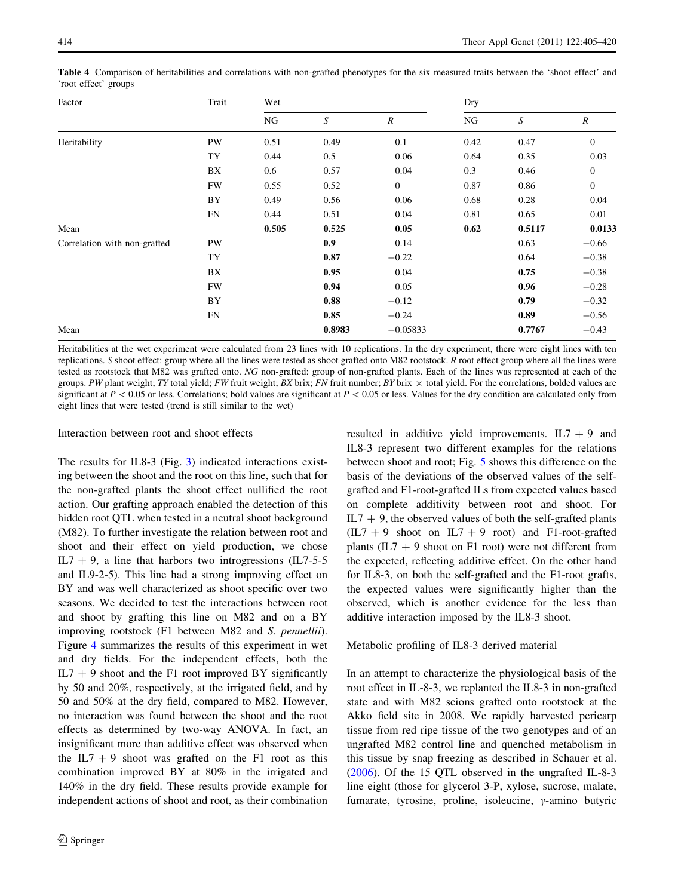**Table 4** Comparison of heritabilities and correlations with non-grafted phenotypes for the six measured traits between the 'shoot effect' and 'root effect' groups

| Factor | Trait | Wet | | | Dry | | |
|---|---|---|---|---|---|---|---|
| | | NG | *S* | *R* | NG | *S* | *R* |
| Heritability | PW | 0.51 | 0.49 | 0.1 | 0.42 | 0.47 | 0 |
| | TY | 0.44 | 0.5 | 0.06 | 0.64 | 0.35 | 0.03 |
| | BX | 0.6 | 0.57 | 0.04 | 0.3 | 0.46 | 0 |
| | FW | 0.55 | 0.52 | 0 | 0.87 | 0.86 | 0 |
| | BY | 0.49 | 0.56 | 0.06 | 0.68 | 0.28 | 0.04 |
| | FN | 0.44 | 0.51 | 0.04 | 0.81 | 0.65 | 0.01 |
| Mean | | **0.505** | **0.525** | **0.05** | **0.62** | **0.5117** | **0.0133** |
| Correlation with non-grafted | PW | | **0.9** | 0.14 | | 0.63 | −0.66 |
| | TY | | **0.87** | −0.22 | | 0.64 | −0.38 |
| | BX | | **0.95** | 0.04 | | **0.75** | −0.38 |
| | FW | | **0.94** | 0.05 | | **0.96** | −0.28 |
| | BY | | **0.88** | −0.12 | | **0.79** | −0.32 |
| | FN | | **0.85** | −0.24 | | **0.89** | −0.56 |
| Mean | | | **0.8983** | −0.05833 | | **0.7767** | −0.43 |

Heritabilities at the wet experiment were calculated from 23 lines with 10 replications. In the dry experiment, there were eight lines with ten replications. *S* shoot effect: group where all the lines were tested as shoot grafted onto M82 rootstock. *R* root effect group where all the lines were tested as rootstock that M82 was grafted onto. *NG* non-grafted: group of non-grafted plants. Each of the lines was represented at each of the groups. *PW* plant weight; *TY* total yield; *FW* fruit weight; *BX* brix; *FN* fruit number; *BY* brix × total yield. For the correlations, bolded values are significant at $P < 0.05$ or less. Correlations; bold values are significant at $P < 0.05$ or less. Values for the dry condition are calculated only from eight lines that were tested (trend is still similar to the wet)

### Interaction between root and shoot effects

The results for IL8-3 (Fig. 3) indicated interactions existing between the shoot and the root on this line, such that for the non-grafted plants the shoot effect nullified the root action. Our grafting approach enabled the detection of this hidden root QTL when tested in a neutral shoot background (M82). To further investigate the relation between root and shoot and their effect on yield production, we chose IL7 + 9, a line that harbors two introgressions (IL7-5-5 and IL9-2-5). This line had a strong improving effect on BY and was well characterized as shoot specific over two seasons. We decided to test the interactions between root and shoot by grafting this line on M82 and on a BY improving rootstock (F1 between M82 and *S. pennellii*). Figure 4 summarizes the results of this experiment in wet and dry fields. For the independent effects, both the IL7 + 9 shoot and the F1 root improved BY significantly by 50 and 20%, respectively, at the irrigated field, and by 50 and 50% at the dry field, compared to M82. However, no interaction was found between the shoot and the root effects as determined by two-way ANOVA. In fact, an insignificant more than additive effect was observed when the IL7 + 9 shoot was grafted on the F1 root as this combination improved BY at 80% in the irrigated and 140% in the dry field. These results provide example for independent actions of shoot and root, as their combination resulted in additive yield improvements. IL7 + 9 and IL8-3 represent two different examples for the relations between shoot and root; Fig. 5 shows this difference on the basis of the deviations of the observed values of the self-grafted and F1-root-grafted ILs from expected values based on complete additivity between root and shoot. For IL7 + 9, the observed values of both the self-grafted plants (IL7 + 9 shoot on IL7 + 9 root) and F1-root-grafted plants (IL7 + 9 shoot on F1 root) were not different from the expected, reflecting additive effect. On the other hand for IL8-3, on both the self-grafted and the F1-root grafts, the expected values were significantly higher than the observed, which is another evidence for the less than additive interaction imposed by the IL8-3 shoot.

### Metabolic profiling of IL8-3 derived material

In an attempt to characterize the physiological basis of the root effect in IL-8-3, we replanted the IL8-3 in non-grafted state and with M82 scions grafted onto rootstock at the Akko field site in 2008. We rapidly harvested pericarp tissue from red ripe tissue of the two genotypes and of an ungrafted M82 control line and quenched metabolism in this tissue by snap freezing as described in Schauer et al. (2006). Of the 15 QTL observed in the ungrafted IL-8-3 line eight (those for glycerol 3-P, xylose, sucrose, malate, fumarate, tyrosine, proline, isoleucine, γ-amino butyric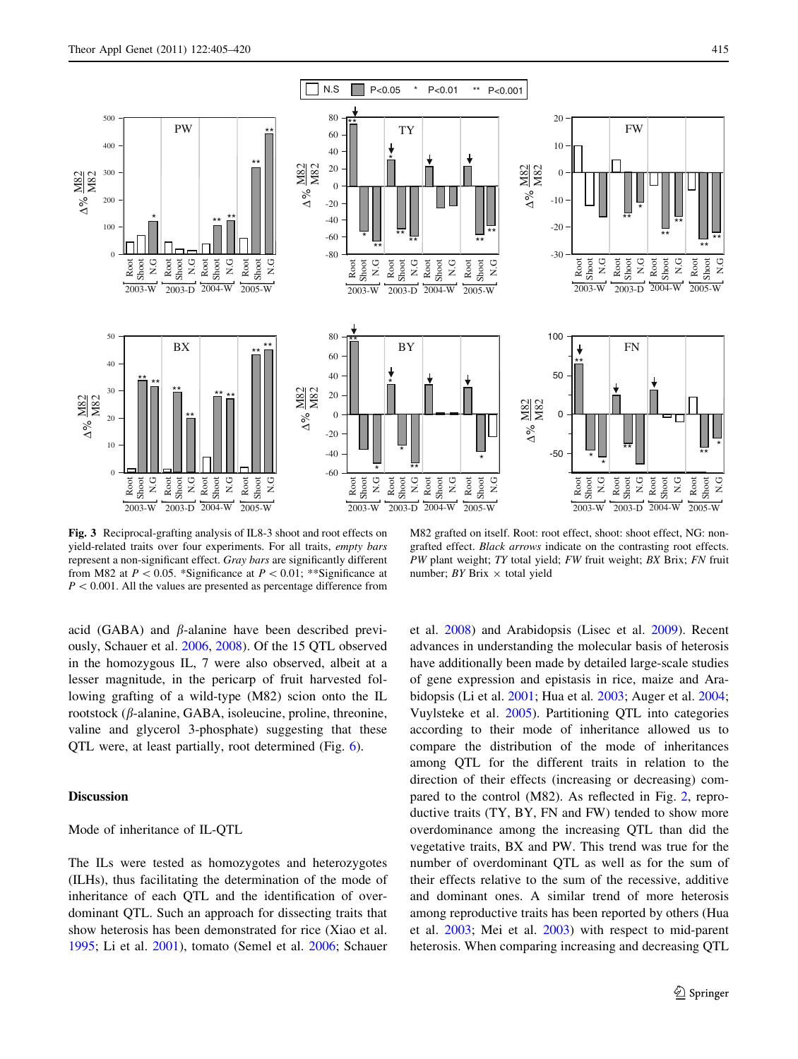**Fig. 3** Reciprocal-grafting analysis of IL8-3 shoot and root effects on yield-related traits over four experiments. For all traits, *empty bars* represent a non-significant effect. *Gray bars* are significantly different from M82 at $P < 0.05$. *Significance at $P < 0.01$; **Significance at $P < 0.001$. All the values are presented as percentage difference from M82 grafted on itself. Root: root effect, shoot: shoot effect, NG: non-grafted effect. *Black arrows* indicate on the contrasting root effects. *PW* plant weight; *TY* total yield; *FW* fruit weight; *BX* Brix; *FN* fruit number; *BY* Brix × total yield

acid (GABA) and $\beta$-alanine have been described previously, Schauer et al. 2006, 2008). Of the 15 QTL observed in the homozygous IL, 7 were also observed, albeit at a lesser magnitude, in the pericarp of fruit harvested following grafting of a wild-type (M82) scion onto the IL rootstock ($\beta$-alanine, GABA, isoleucine, proline, threonine, valine and glycerol 3-phosphate) suggesting that these QTL were, at least partially, root determined (Fig. 6).

## Discussion

### Mode of inheritance of IL-QTL

The ILs were tested as homozygotes and heterozygotes (ILHs), thus facilitating the determination of the mode of inheritance of each QTL and the identification of overdominant QTL. Such an approach for dissecting traits that show heterosis has been demonstrated for rice (Xiao et al. 1995; Li et al. 2001), tomato (Semel et al. 2006; Schauer et al. 2008) and Arabidopsis (Lisec et al. 2009). Recent advances in understanding the molecular basis of heterosis have additionally been made by detailed large-scale studies of gene expression and epistasis in rice, maize and Arabidopsis (Li et al. 2001; Hua et al. 2003; Auger et al. 2004; Vuylsteke et al. 2005). Partitioning QTL into categories according to their mode of inheritance allowed us to compare the distribution of the mode of inheritances among QTL for the different traits in relation to the direction of their effects (increasing or decreasing) compared to the control (M82). As reflected in Fig. 2, reproductive traits (TY, BY, FN and FW) tended to show more overdominance among the increasing QTL than did the vegetative traits, BX and PW. This trend was true for the number of overdominant QTL as well as for the sum of their effects relative to the sum of the recessive, additive and dominant ones. A similar trend of more heterosis among reproductive traits has been reported by others (Hua et al. 2003; Mei et al. 2003) with respect to mid-parent heterosis. When comparing increasing and decreasing QTL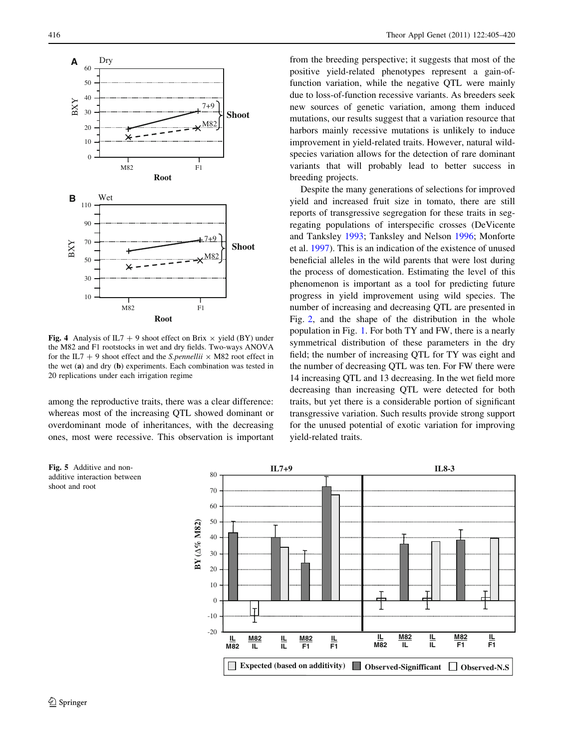Fig. 4 Analysis of IL7 + 9 shoot effect on Brix × yield (BY) under the M82 and F1 rootstocks in wet and dry fields. Two-ways ANOVA for the IL7 + 9 shoot effect and the *S.pennellii* × M82 root effect in the wet (**a**) and dry (**b**) experiments. Each combination was tested in 20 replications under each irrigation regime

among the reproductive traits, there was a clear difference: whereas most of the increasing QTL showed dominant or overdominant mode of inheritances, with the decreasing ones, most were recessive. This observation is important from the breeding perspective; it suggests that most of the positive yield-related phenotypes represent a gain-of-function variation, while the negative QTL were mainly due to loss-of-function recessive variants. As breeders seek new sources of genetic variation, among them induced mutations, our results suggest that a variation resource that harbors mainly recessive mutations is unlikely to induce improvement in yield-related traits. However, natural wild-species variation allows for the detection of rare dominant variants that will probably lead to better success in breeding projects.

Despite the many generations of selections for improved yield and increased fruit size in tomato, there are still reports of transgressive segregation for these traits in segregating populations of interspecific crosses (DeVicente and Tanksley 1993; Tanksley and Nelson 1996; Monforte et al. 1997). This is an indication of the existence of unused beneficial alleles in the wild parents that were lost during the process of domestication. Estimating the level of this phenomenon is important as a tool for predicting future progress in yield improvement using wild species. The number of increasing and decreasing QTL are presented in Fig. 2, and the shape of the distribution in the whole population in Fig. 1. For both TY and FW, there is a nearly symmetrical distribution of these parameters in the dry field; the number of increasing QTL for TY was eight and the number of decreasing QTL was ten. For FW there were 14 increasing QTL and 13 decreasing. In the wet field more decreasing than increasing QTL were detected for both traits, but yet there is a considerable portion of significant transgressive variation. Such results provide strong support for the unused potential of exotic variation for improving yield-related traits.

Fig. 5 Additive and non-additive interaction between shoot and root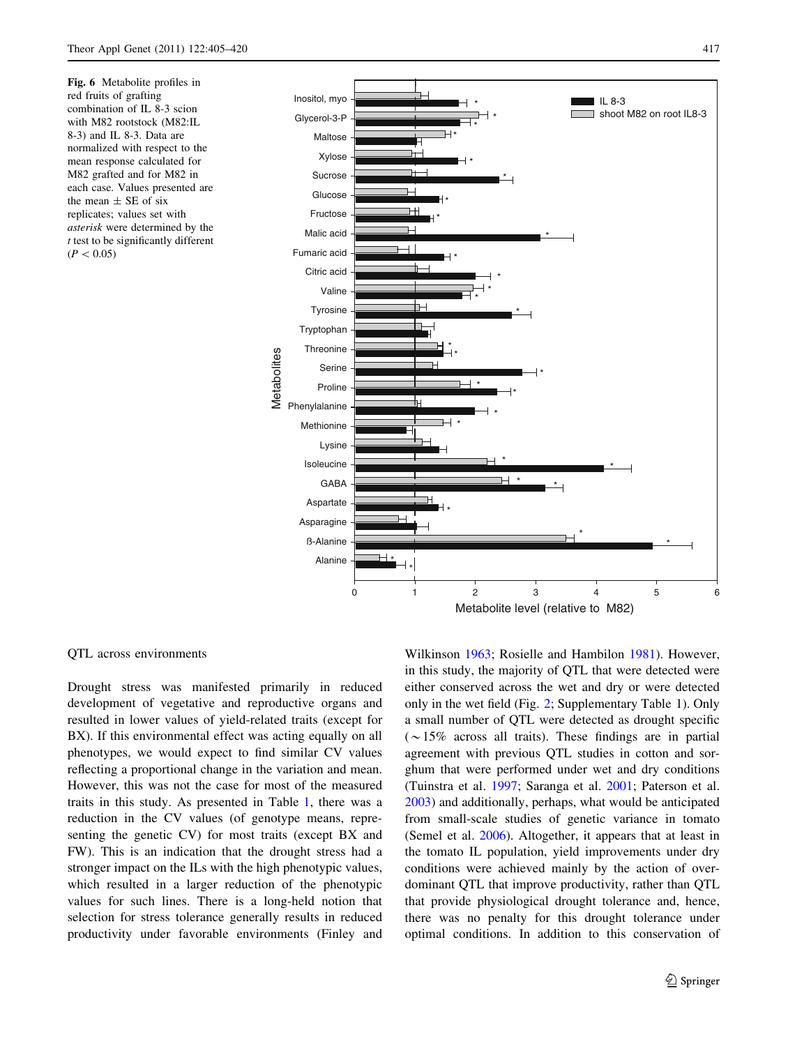**Fig. 6** Metabolite profiles in red fruits of grafting combination of IL 8-3 scion with M82 rootstock (M82:IL 8-3) and IL 8-3. Data are normalized with respect to the mean response calculated for M82 grafted and for M82 in each case. Values presented are the mean ± SE of six replicates; values set with *asterisk* were determined by the *t* test to be significantly different ($P < 0.05$)

### QTL across environments

Drought stress was manifested primarily in reduced development of vegetative and reproductive organs and resulted in lower values of yield-related traits (except for BX). If this environmental effect was acting equally on all phenotypes, we would expect to find similar CV values reflecting a proportional change in the variation and mean. However, this was not the case for most of the measured traits in this study. As presented in Table 1, there was a reduction in the CV values (of genotype means, representing the genetic CV) for most traits (except BX and FW). This is an indication that the drought stress had a stronger impact on the ILs with the high phenotypic values, which resulted in a larger reduction of the phenotypic values for such lines. There is a long-held notion that selection for stress tolerance generally results in reduced productivity under favorable environments (Finley and Wilkinson 1963; Rosielle and Hambilon 1981). However, in this study, the majority of QTL that were detected were either conserved across the wet and dry or were detected only in the wet field (Fig. 2; Supplementary Table 1). Only a small number of QTL were detected as drought specific (~15% across all traits). These findings are in partial agreement with previous QTL studies in cotton and sorghum that were performed under wet and dry conditions (Tuinstra et al. 1997; Saranga et al. 2001; Paterson et al. 2003) and additionally, perhaps, what would be anticipated from small-scale studies of genetic variance in tomato (Semel et al. 2006). Altogether, it appears that at least in the tomato IL population, yield improvements under dry conditions were achieved mainly by the action of overdominant QTL that improve productivity, rather than QTL that provide physiological drought tolerance and, hence, there was no penalty for this drought tolerance under optimal conditions. In addition to this conservation of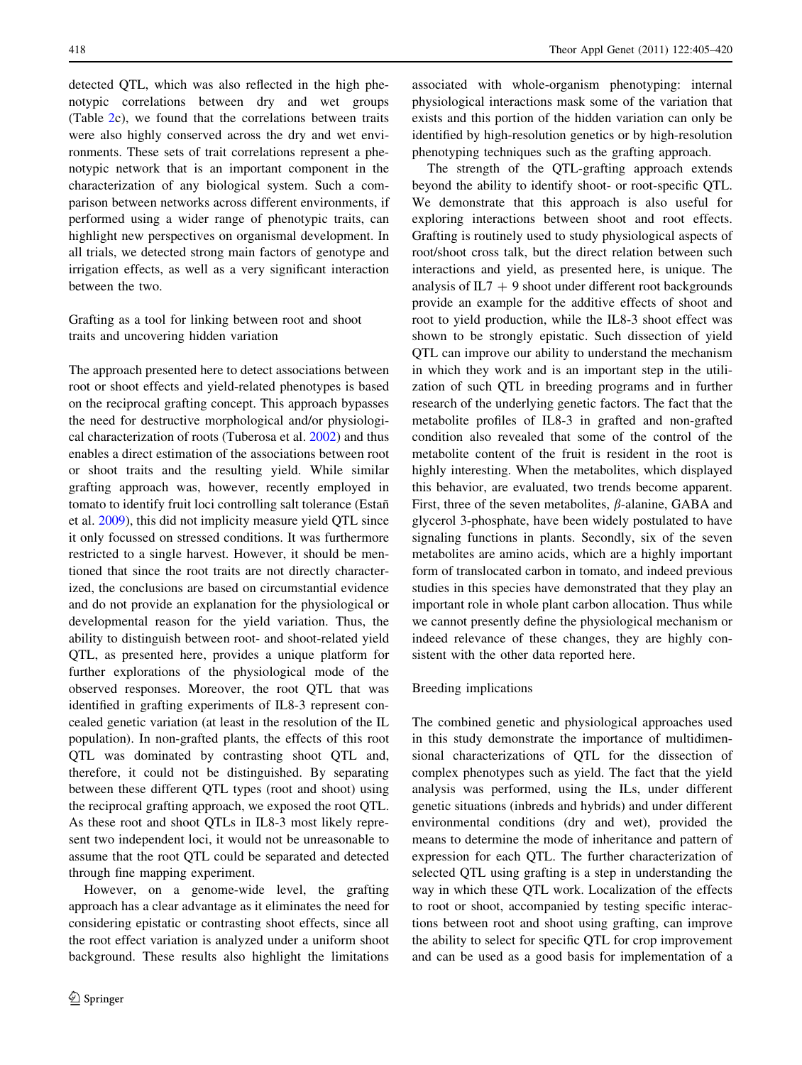detected QTL, which was also reflected in the high phenotypic correlations between dry and wet groups (Table 2c), we found that the correlations between traits were also highly conserved across the dry and wet environments. These sets of trait correlations represent a phenotypic network that is an important component in the characterization of any biological system. Such a comparison between networks across different environments, if performed using a wider range of phenotypic traits, can highlight new perspectives on organismal development. In all trials, we detected strong main factors of genotype and irrigation effects, as well as a very significant interaction between the two.

### Grafting as a tool for linking between root and shoot traits and uncovering hidden variation

The approach presented here to detect associations between root or shoot effects and yield-related phenotypes is based on the reciprocal grafting concept. This approach bypasses the need for destructive morphological and/or physiological characterization of roots (Tuberosa et al. 2002) and thus enables a direct estimation of the associations between root or shoot traits and the resulting yield. While similar grafting approach was, however, recently employed in tomato to identify fruit loci controlling salt tolerance (Estañ et al. 2009), this did not implicity measure yield QTL since it only focussed on stressed conditions. It was furthermore restricted to a single harvest. However, it should be mentioned that since the root traits are not directly characterized, the conclusions are based on circumstantial evidence and do not provide an explanation for the physiological or developmental reason for the yield variation. Thus, the ability to distinguish between root- and shoot-related yield QTL, as presented here, provides a unique platform for further explorations of the physiological mode of the observed responses. Moreover, the root QTL that was identified in grafting experiments of IL8-3 represent concealed genetic variation (at least in the resolution of the IL population). In non-grafted plants, the effects of this root QTL was dominated by contrasting shoot QTL and, therefore, it could not be distinguished. By separating between these different QTL types (root and shoot) using the reciprocal grafting approach, we exposed the root QTL. As these root and shoot QTLs in IL8-3 most likely represent two independent loci, it would not be unreasonable to assume that the root QTL could be separated and detected through fine mapping experiment.

However, on a genome-wide level, the grafting approach has a clear advantage as it eliminates the need for considering epistatic or contrasting shoot effects, since all the root effect variation is analyzed under a uniform shoot background. These results also highlight the limitations associated with whole-organism phenotyping: internal physiological interactions mask some of the variation that exists and this portion of the hidden variation can only be identified by high-resolution genetics or by high-resolution phenotyping techniques such as the grafting approach.

The strength of the QTL-grafting approach extends beyond the ability to identify shoot- or root-specific QTL. We demonstrate that this approach is also useful for exploring interactions between shoot and root effects. Grafting is routinely used to study physiological aspects of root/shoot cross talk, but the direct relation between such interactions and yield, as presented here, is unique. The analysis of IL7 + 9 shoot under different root backgrounds provide an example for the additive effects of shoot and root to yield production, while the IL8-3 shoot effect was shown to be strongly epistatic. Such dissection of yield QTL can improve our ability to understand the mechanism in which they work and is an important step in the utilization of such QTL in breeding programs and in further research of the underlying genetic factors. The fact that the metabolite profiles of IL8-3 in grafted and non-grafted condition also revealed that some of the control of the metabolite content of the fruit is resident in the root is highly interesting. When the metabolites, which displayed this behavior, are evaluated, two trends become apparent. First, three of the seven metabolites, $\beta$-alanine, GABA and glycerol 3-phosphate, have been widely postulated to have signaling functions in plants. Secondly, six of the seven metabolites are amino acids, which are a highly important form of translocated carbon in tomato, and indeed previous studies in this species have demonstrated that they play an important role in whole plant carbon allocation. Thus while we cannot presently define the physiological mechanism or indeed relevance of these changes, they are highly consistent with the other data reported here.

### Breeding implications

The combined genetic and physiological approaches used in this study demonstrate the importance of multidimensional characterizations of QTL for the dissection of complex phenotypes such as yield. The fact that the yield analysis was performed, using the ILs, under different genetic situations (inbreds and hybrids) and under different environmental conditions (dry and wet), provided the means to determine the mode of inheritance and pattern of expression for each QTL. The further characterization of selected QTL using grafting is a step in understanding the way in which these QTL work. Localization of the effects to root or shoot, accompanied by testing specific interactions between root and shoot using grafting, can improve the ability to select for specific QTL for crop improvement and can be used as a good basis for implementation of a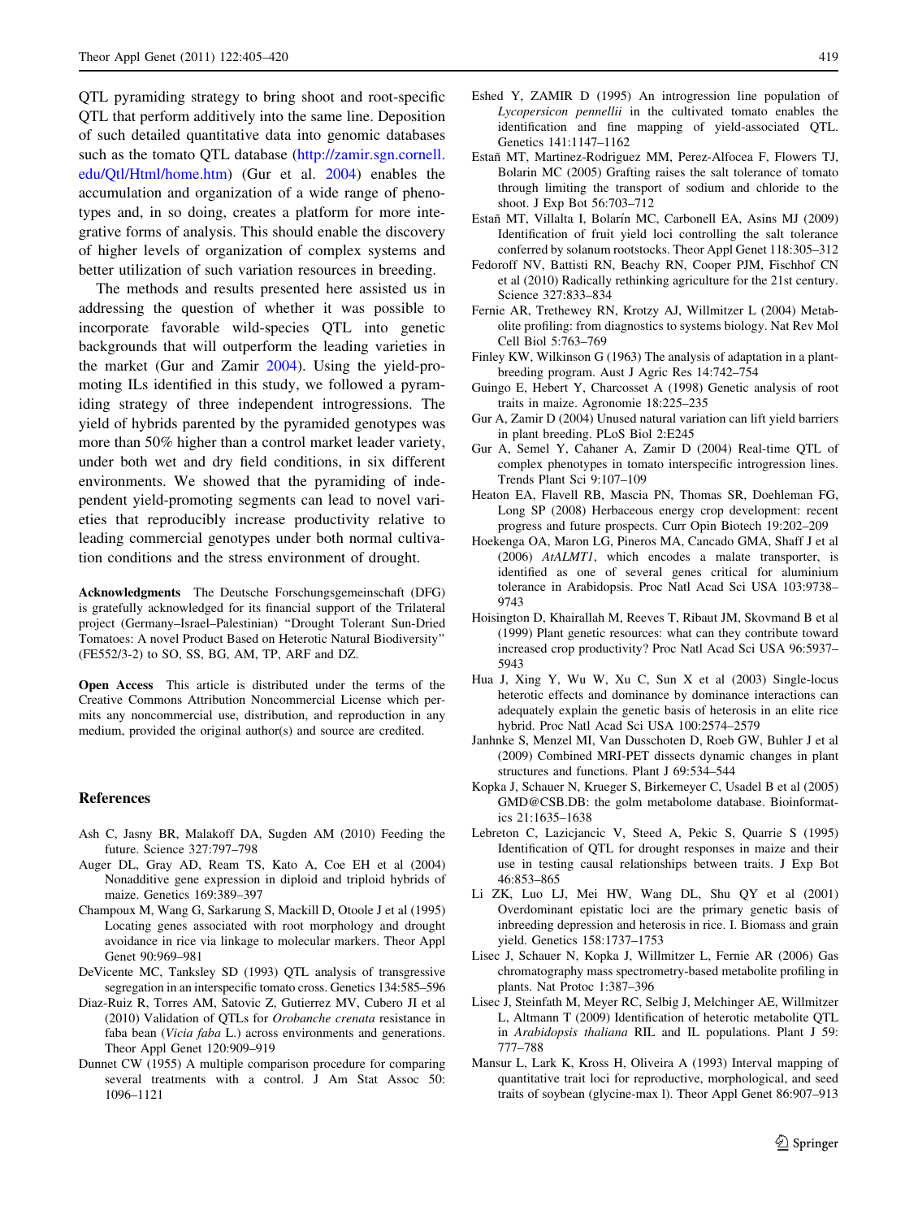QTL pyramiding strategy to bring shoot and root-specific QTL that perform additively into the same line. Deposition of such detailed quantitative data into genomic databases such as the tomato QTL database (http://zamir.sgn.cornell.edu/Qtl/Html/home.htm) (Gur et al. 2004) enables the accumulation and organization of a wide range of phenotypes and, in so doing, creates a platform for more integrative forms of analysis. This should enable the discovery of higher levels of organization of complex systems and better utilization of such variation resources in breeding.

The methods and results presented here assisted us in addressing the question of whether it was possible to incorporate favorable wild-species QTL into genetic backgrounds that will outperform the leading varieties in the market (Gur and Zamir 2004). Using the yield-promoting ILs identified in this study, we followed a pyramiding strategy of three independent introgressions. The yield of hybrids parented by the pyramided genotypes was more than 50% higher than a control market leader variety, under both wet and dry field conditions, in six different environments. We showed that the pyramiding of independent yield-promoting segments can lead to novel varieties that reproducibly increase productivity relative to leading commercial genotypes under both normal cultivation conditions and the stress environment of drought.

**Acknowledgments** The Deutsche Forschungsgemeinschaft (DFG) is gratefully acknowledged for its financial support of the Trilateral project (Germany–Israel–Palestinian) "Drought Tolerant Sun-Dried Tomatoes: A novel Product Based on Heterotic Natural Biodiversity" (FE552/3-2) to SO, SS, BG, AM, TP, ARF and DZ.

**Open Access** This article is distributed under the terms of the Creative Commons Attribution Noncommercial License which permits any noncommercial use, distribution, and reproduction in any medium, provided the original author(s) and source are credited.

## References

- Ash C, Jasny BR, Malakoff DA, Sugden AM (2010) Feeding the future. Science 327:797–798
- Auger DL, Gray AD, Ream TS, Kato A, Coe EH et al (2004) Nonadditive gene expression in diploid and triploid hybrids of maize. Genetics 169:389–397
- Champoux M, Wang G, Sarkarung S, Mackill D, Otoole J et al (1995) Locating genes associated with root morphology and drought avoidance in rice via linkage to molecular markers. Theor Appl Genet 90:969–981
- DeVicente MC, Tanksley SD (1993) QTL analysis of transgressive segregation in an interspecific tomato cross. Genetics 134:585–596
- Diaz-Ruiz R, Torres AM, Satovic Z, Gutierrez MV, Cubero JI et al (2010) Validation of QTLs for *Orobanche crenata* resistance in faba bean (*Vicia faba* L.) across environments and generations. Theor Appl Genet 120:909–919
- Dunnet CW (1955) A multiple comparison procedure for comparing several treatments with a control. J Am Stat Assoc 50: 1096–1121
- Eshed Y, ZAMIR D (1995) An introgression line population of *Lycopersicon pennellii* in the cultivated tomato enables the identification and fine mapping of yield-associated QTL. Genetics 141:1147–1162
- Estañ MT, Martinez-Rodriguez MM, Perez-Alfocea F, Flowers TJ, Bolarin MC (2005) Grafting raises the salt tolerance of tomato through limiting the transport of sodium and chloride to the shoot. J Exp Bot 56:703–712
- Estañ MT, Villalta I, Bolarín MC, Carbonell EA, Asins MJ (2009) Identification of fruit yield loci controlling the salt tolerance conferred by solanum rootstocks. Theor Appl Genet 118:305–312
- Fedoroff NV, Battisti RN, Beachy RN, Cooper PJM, Fischhof CN et al (2010) Radically rethinking agriculture for the 21st century. Science 327:833–834
- Fernie AR, Trethewey RN, Krotzy AJ, Willmitzer L (2004) Metabolite profiling: from diagnostics to systems biology. Nat Rev Mol Cell Biol 5:763–769
- Finley KW, Wilkinson G (1963) The analysis of adaptation in a plant-breeding program. Aust J Agric Res 14:742–754
- Guingo E, Hebert Y, Charcosset A (1998) Genetic analysis of root traits in maize. Agronomie 18:225–235
- Gur A, Zamir D (2004) Unused natural variation can lift yield barriers in plant breeding. PLoS Biol 2:E245
- Gur A, Semel Y, Cahaner A, Zamir D (2004) Real-time QTL of complex phenotypes in tomato interspecific introgression lines. Trends Plant Sci 9:107–109
- Heaton EA, Flavell RB, Mascia PN, Thomas SR, Doehleman FG, Long SP (2008) Herbaceous energy crop development: recent progress and future prospects. Curr Opin Biotech 19:202–209
- Hoekenga OA, Maron LG, Pineros MA, Cancado GMA, Shaff J et al (2006) *AtALMT1*, which encodes a malate transporter, is identified as one of several genes critical for aluminium tolerance in Arabidopsis. Proc Natl Acad Sci USA 103:9738–9743
- Hoisington D, Khairallah M, Reeves T, Ribaut JM, Skovmand B et al (1999) Plant genetic resources: what can they contribute toward increased crop productivity? Proc Natl Acad Sci USA 96:5937–5943
- Hua J, Xing Y, Wu W, Xu C, Sun X et al (2003) Single-locus heterotic effects and dominance by dominance interactions can adequately explain the genetic basis of heterosis in an elite rice hybrid. Proc Natl Acad Sci USA 100:2574–2579
- Janhnke S, Menzel MI, Van Dusschoten D, Roeb GW, Buhler J et al (2009) Combined MRI-PET dissects dynamic changes in plant structures and functions. Plant J 69:534–544
- Kopka J, Schauer N, Krueger S, Birkemeyer C, Usadel B et al (2005) GMD@CSB.DB: the golm metabolome database. Bioinformatics 21:1635–1638
- Lebreton C, Lazicjancic V, Steed A, Pekic S, Quarrie S (1995) Identification of QTL for drought responses in maize and their use in testing causal relationships between traits. J Exp Bot 46:853–865
- Li ZK, Luo LJ, Mei HW, Wang DL, Shu QY et al (2001) Overdominant epistatic loci are the primary genetic basis of inbreeding depression and heterosis in rice. I. Biomass and grain yield. Genetics 158:1737–1753
- Lisec J, Schauer N, Kopka J, Willmitzer L, Fernie AR (2006) Gas chromatography mass spectrometry-based metabolite profiling in plants. Nat Protoc 1:387–396
- Lisec J, Steinfath M, Meyer RC, Selbig J, Melchinger AE, Willmitzer L, Altmann T (2009) Identification of heterotic metabolite QTL in *Arabidopsis thaliana* RIL and IL populations. Plant J 59: 777–788
- Mansur L, Lark K, Kross H, Oliveira A (1993) Interval mapping of quantitative trait loci for reproductive, morphological, and seed traits of soybean (glycine-max l). Theor Appl Genet 86:907–913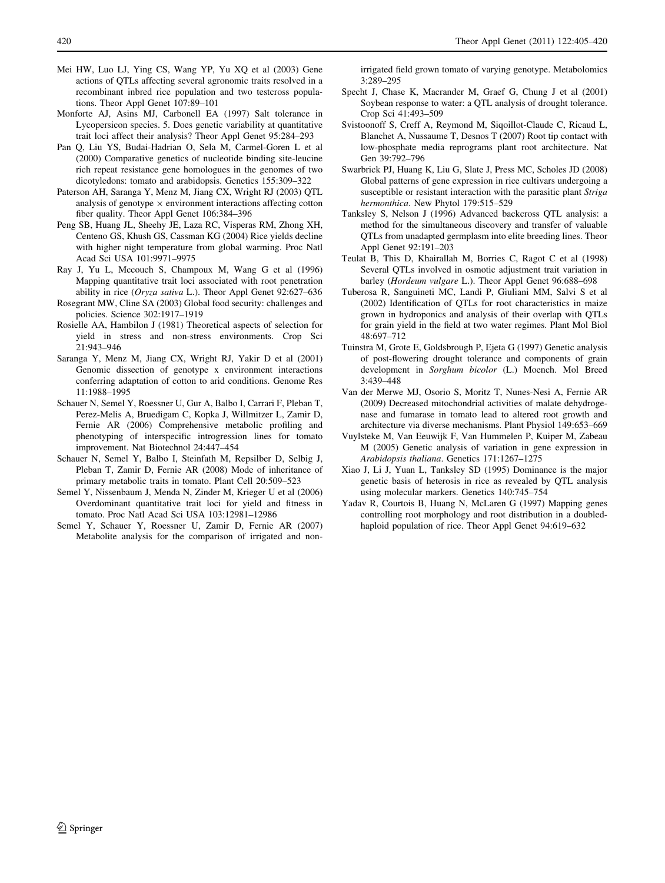Mei HW, Luo LJ, Ying CS, Wang YP, Yu XQ et al (2003) Gene actions of QTLs affecting several agronomic traits resolved in a recombinant inbred rice population and two testcross populations. Theor Appl Genet 107:89–101

Monforte AJ, Asins MJ, Carbonell EA (1997) Salt tolerance in Lycopersicon species. 5. Does genetic variability at quantitative trait loci affect their analysis? Theor Appl Genet 95:284–293

Pan Q, Liu YS, Budai-Hadrian O, Sela M, Carmel-Goren L et al (2000) Comparative genetics of nucleotide binding site-leucine rich repeat resistance gene homologues in the genomes of two dicotyledons: tomato and arabidopsis. Genetics 155:309–322

Paterson AH, Saranga Y, Menz M, Jiang CX, Wright RJ (2003) QTL analysis of genotype × environment interactions affecting cotton fiber quality. Theor Appl Genet 106:384–396

Peng SB, Huang JL, Sheehy JE, Laza RC, Visperas RM, Zhong XH, Centeno GS, Khush GS, Cassman KG (2004) Rice yields decline with higher night temperature from global warming. Proc Natl Acad Sci USA 101:9971–9975

Ray J, Yu L, Mccouch S, Champoux M, Wang G et al (1996) Mapping quantitative trait loci associated with root penetration ability in rice (*Oryza sativa* L.). Theor Appl Genet 92:627–636

Rosegrant MW, Cline SA (2003) Global food security: challenges and policies. Science 302:1917–1919

Rosielle AA, Hambilon J (1981) Theoretical aspects of selection for yield in stress and non-stress environments. Crop Sci 21:943–946

Saranga Y, Menz M, Jiang CX, Wright RJ, Yakir D et al (2001) Genomic dissection of genotype x environment interactions conferring adaptation of cotton to arid conditions. Genome Res 11:1988–1995

Schauer N, Semel Y, Roessner U, Gur A, Balbo I, Carrari F, Pleban T, Perez-Melis A, Bruedigam C, Kopka J, Willmitzer L, Zamir D, Fernie AR (2006) Comprehensive metabolic profiling and phenotyping of interspecific introgression lines for tomato improvement. Nat Biotechnol 24:447–454

Schauer N, Semel Y, Balbo I, Steinfath M, Repsilber D, Selbig J, Pleban T, Zamir D, Fernie AR (2008) Mode of inheritance of primary metabolic traits in tomato. Plant Cell 20:509–523

Semel Y, Nissenbaum J, Menda N, Zinder M, Krieger U et al (2006) Overdominant quantitative trait loci for yield and fitness in tomato. Proc Natl Acad Sci USA 103:12981–12986

Semel Y, Schauer Y, Roessner U, Zamir D, Fernie AR (2007) Metabolite analysis for the comparison of irrigated and non-irrigated field grown tomato of varying genotype. Metabolomics 3:289–295

Specht J, Chase K, Macrander M, Graef G, Chung J et al (2001) Soybean response to water: a QTL analysis of drought tolerance. Crop Sci 41:493–509

Svistoonoff S, Creff A, Reymond M, Siqoillot-Claude C, Ricaud L, Blanchet A, Nussaume T, Desnos T (2007) Root tip contact with low-phosphate media reprograms plant root architecture. Nat Gen 39:792–796

Swarbrick PJ, Huang K, Liu G, Slate J, Press MC, Scholes JD (2008) Global patterns of gene expression in rice cultivars undergoing a susceptible or resistant interaction with the parasitic plant *Striga hermonthica*. New Phytol 179:515–529

Tanksley S, Nelson J (1996) Advanced backcross QTL analysis: a method for the simultaneous discovery and transfer of valuable QTLs from unadapted germplasm into elite breeding lines. Theor Appl Genet 92:191–203

Teulat B, This D, Khairallah M, Borries C, Ragot C et al (1998) Several QTLs involved in osmotic adjustment trait variation in barley (*Hordeum vulgare* L.). Theor Appl Genet 96:688–698

Tuberosa R, Sanguineti MC, Landi P, Giuliani MM, Salvi S et al (2002) Identification of QTLs for root characteristics in maize grown in hydroponics and analysis of their overlap with QTLs for grain yield in the field at two water regimes. Plant Mol Biol 48:697–712

Tuinstra M, Grote E, Goldsbrough P, Ejeta G (1997) Genetic analysis of post-flowering drought tolerance and components of grain development in *Sorghum bicolor* (L.) Moench. Mol Breed 3:439–448

Van der Merwe MJ, Osorio S, Moritz T, Nunes-Nesi A, Fernie AR (2009) Decreased mitochondrial activities of malate dehydrogenase and fumarase in tomato lead to altered root growth and architecture via diverse mechanisms. Plant Physiol 149:653–669

Vuylsteke M, Van Eeuwijk F, Van Hummelen P, Kuiper M, Zabeau M (2005) Genetic analysis of variation in gene expression in *Arabidopsis thaliana*. Genetics 171:1267–1275

Xiao J, Li J, Yuan L, Tanksley SD (1995) Dominance is the major genetic basis of heterosis in rice as revealed by QTL analysis using molecular markers. Genetics 140:745–754

Yadav R, Courtois B, Huang N, McLaren G (1997) Mapping genes controlling root morphology and root distribution in a doubled-haploid population of rice. Theor Appl Genet 94:619–632